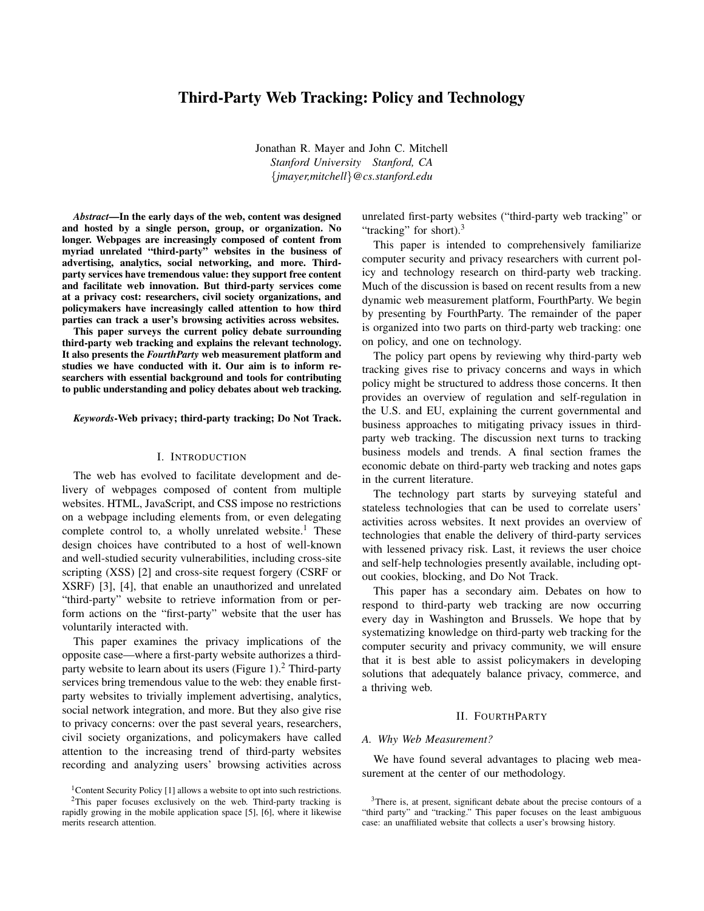# Third-Party Web Tracking: Policy and Technology

Jonathan R. Mayer and John C. Mitchell
*Stanford University Stanford, CA*
*{jmayer,mitchell}@cs.stanford.edu*

***Abstract*—In the early days of the web, content was designed and hosted by a single person, group, or organization. No longer. Webpages are increasingly composed of content from myriad unrelated "third-party" websites in the business of advertising, analytics, social networking, and more. Third-party services have tremendous value: they support free content and facilitate web innovation. But third-party services come at a privacy cost: researchers, civil society organizations, and policymakers have increasingly called attention to how third parties can track a user's browsing activities across websites.**

**This paper surveys the current policy debate surrounding third-party web tracking and explains the relevant technology. It also presents the *FourthParty* web measurement platform and studies we have conducted with it. Our aim is to inform researchers with essential background and tools for contributing to public understanding and policy debates about web tracking.**

***Keywords*-Web privacy; third-party tracking; Do Not Track.**

## I. Introduction

The web has evolved to facilitate development and delivery of webpages composed of content from multiple websites. HTML, JavaScript, and CSS impose no restrictions on a webpage including elements from, or even delegating complete control to, a wholly unrelated website.[1] These design choices have contributed to a host of well-known and well-studied security vulnerabilities, including cross-site scripting (XSS) [2] and cross-site request forgery (CSRF or XSRF) [3], [4], that enable an unauthorized and unrelated "third-party" website to retrieve information from or perform actions on the "first-party" website that the user has voluntarily interacted with.

This paper examines the privacy implications of the opposite case—where a first-party website authorizes a third-party website to learn about its users (Figure 1).[2] Third-party services bring tremendous value to the web: they enable first-party websites to trivially implement advertising, analytics, social network integration, and more. But they also give rise to privacy concerns: over the past several years, researchers, civil society organizations, and policymakers have called attention to the increasing trend of third-party websites recording and analyzing users' browsing activities across unrelated first-party websites ("third-party web tracking" or "tracking" for short).[3]

This paper is intended to comprehensively familiarize computer security and privacy researchers with current policy and technology research on third-party web tracking. Much of the discussion is based on recent results from a new dynamic web measurement platform, FourthParty. We begin by presenting by FourthParty. The remainder of the paper is organized into two parts on third-party web tracking: one on policy, and one on technology.

The policy part opens by reviewing why third-party web tracking gives rise to privacy concerns and ways in which policy might be structured to address those concerns. It then provides an overview of regulation and self-regulation in the U.S. and EU, explaining the current governmental and business approaches to mitigating privacy issues in third-party web tracking. The discussion next turns to tracking business models and trends. A final section frames the economic debate on third-party web tracking and notes gaps in the current literature.

The technology part starts by surveying stateful and stateless technologies that can be used to correlate users' activities across websites. It next provides an overview of technologies that enable the delivery of third-party services with lessened privacy risk. Last, it reviews the user choice and self-help technologies presently available, including opt-out cookies, blocking, and Do Not Track.

This paper has a secondary aim. Debates on how to respond to third-party web tracking are now occurring every day in Washington and Brussels. We hope that by systematizing knowledge on third-party web tracking for the computer security and privacy community, we will ensure that it is best able to assist policymakers in developing solutions that adequately balance privacy, commerce, and a thriving web.

## II. FourthParty

### A. Why Web Measurement?

We have found several advantages to placing web measurement at the center of our methodology.

---

[1] Content Security Policy [1] allows a website to opt into such restrictions.

[2] This paper focuses exclusively on the web. Third-party tracking is rapidly growing in the mobile application space [5], [6], where it likewise merits research attention.

[3] There is, at present, significant debate about the precise contours of a "third party" and "tracking." This paper focuses on the least ambiguous case: an unaffiliated website that collects a user's browsing history.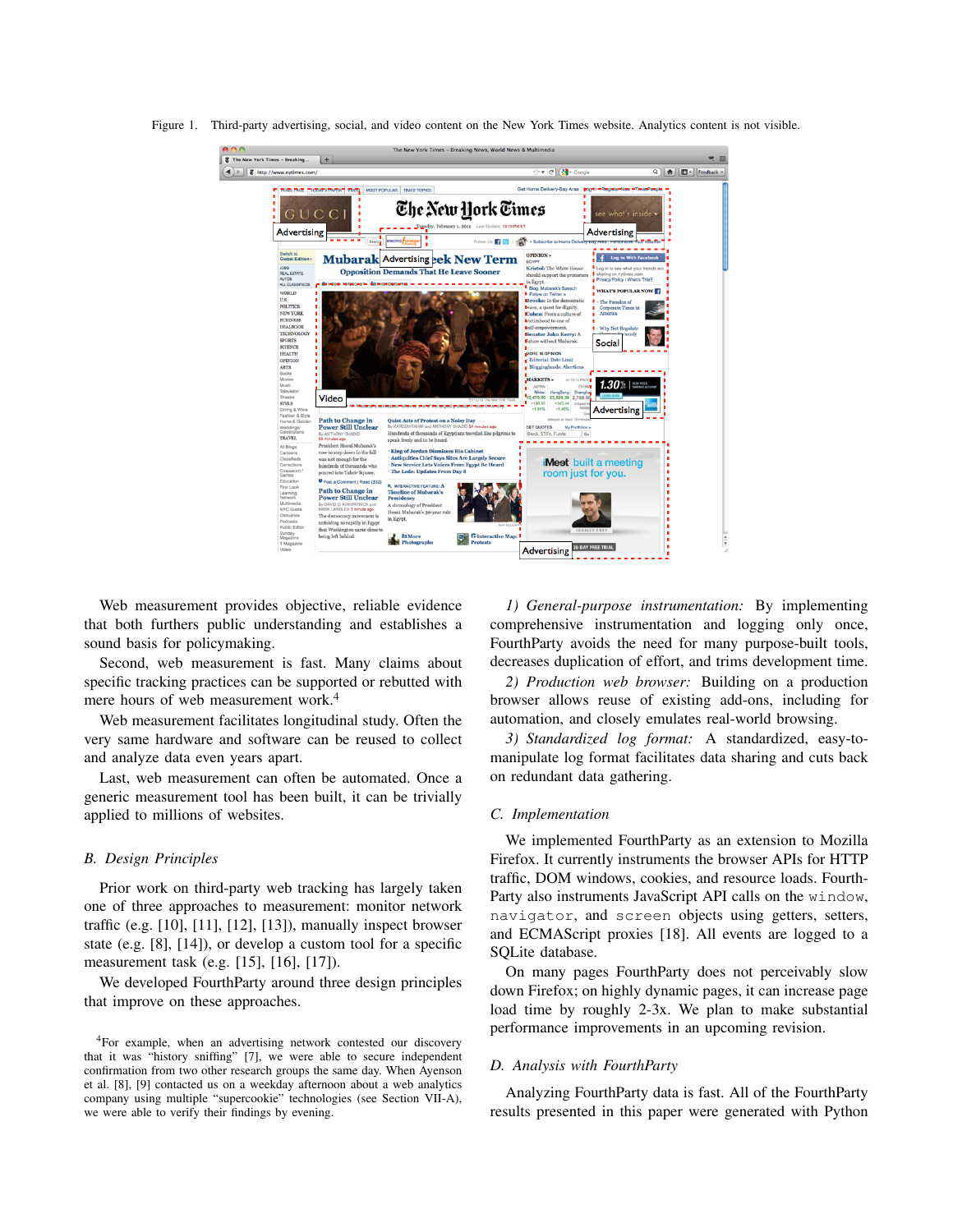Figure 1. Third-party advertising, social, and video content on the New York Times website. Analytics content is not visible.

Web measurement provides objective, reliable evidence that both furthers public understanding and establishes a sound basis for policymaking.

Second, web measurement is fast. Many claims about specific tracking practices can be supported or rebutted with mere hours of web measurement work.[4]

Web measurement facilitates longitudinal study. Often the very same hardware and software can be reused to collect and analyze data even years apart.

Last, web measurement can often be automated. Once a generic measurement tool has been built, it can be trivially applied to millions of websites.

### B. Design Principles

Prior work on third-party web tracking has largely taken one of three approaches to measurement: monitor network traffic (e.g. [10], [11], [12], [13]), manually inspect browser state (e.g. [8], [14]), or develop a custom tool for a specific measurement task (e.g. [15], [16], [17]).

We developed FourthParty around three design principles that improve on these approaches.

[4]For example, when an advertising network contested our discovery that it was "history sniffing" [7], we were able to secure independent confirmation from two other research groups the same day. When Ayenson et al. [8], [9] contacted us on a weekday afternoon about a web analytics company using multiple "supercookie" technologies (see Section VII-A), we were able to verify their findings by evening.

*1) General-purpose instrumentation:* By implementing comprehensive instrumentation and logging only once, FourthParty avoids the need for many purpose-built tools, decreases duplication of effort, and trims development time.

*2) Production web browser:* Building on a production browser allows reuse of existing add-ons, including for automation, and closely emulates real-world browsing.

*3) Standardized log format:* A standardized, easy-to-manipulate log format facilitates data sharing and cuts back on redundant data gathering.

### C. Implementation

We implemented FourthParty as an extension to Mozilla Firefox. It currently instruments the browser APIs for HTTP traffic, DOM windows, cookies, and resource loads. FourthParty also instruments JavaScript API calls on the `window`, `navigator`, and `screen` objects using getters, setters, and ECMAScript proxies [18]. All events are logged to a SQLite database.

On many pages FourthParty does not perceivably slow down Firefox; on highly dynamic pages, it can increase page load time by roughly 2-3x. We plan to make substantial performance improvements in an upcoming revision.

### D. Analysis with FourthParty

Analyzing FourthParty data is fast. All of the FourthParty results presented in this paper were generated with Python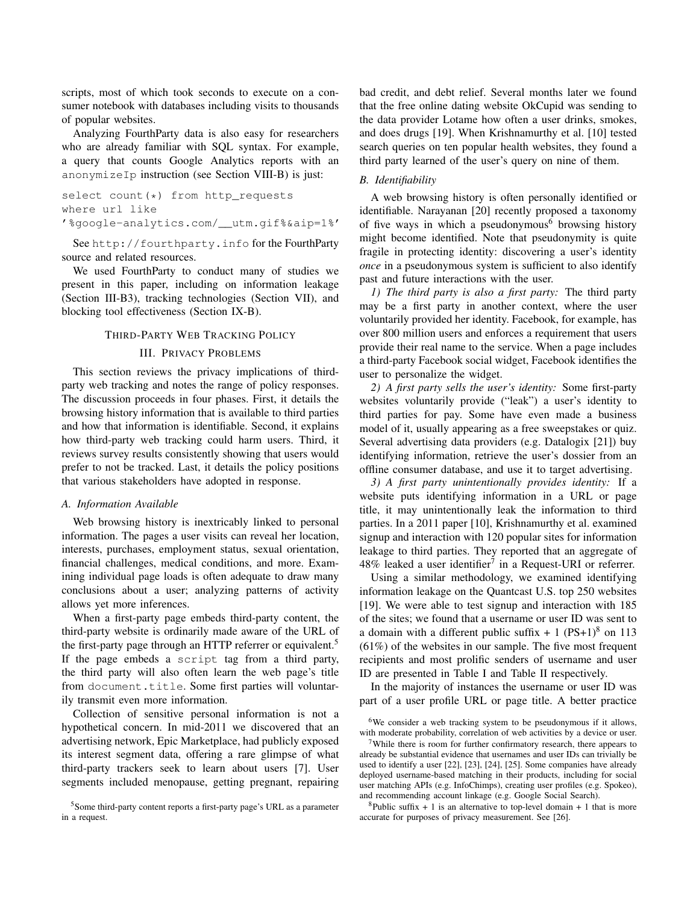scripts, most of which took seconds to execute on a consumer notebook with databases including visits to thousands of popular websites.

Analyzing FourthParty data is also easy for researchers who are already familiar with SQL syntax. For example, a query that counts Google Analytics reports with an `anonymizeIp` instruction (see Section VIII-B) is just:

```
select count(*) from http_requests
where url like
'%google-analytics.com/__utm.gif%&aip=1%'
```

See `http://fourthparty.info` for the FourthParty source and related resources.

We used FourthParty to conduct many of studies we present in this paper, including on information leakage (Section III-B3), tracking technologies (Section VII), and blocking tool effectiveness (Section IX-B).

# Third-Party Web Tracking Policy

## III. Privacy Problems

This section reviews the privacy implications of third-party web tracking and notes the range of policy responses. The discussion proceeds in four phases. First, it details the browsing history information that is available to third parties and how that information is identifiable. Second, it explains how third-party web tracking could harm users. Third, it reviews survey results consistently showing that users would prefer to not be tracked. Last, it details the policy positions that various stakeholders have adopted in response.

### A. Information Available

Web browsing history is inextricably linked to personal information. The pages a user visits can reveal her location, interests, purchases, employment status, sexual orientation, financial challenges, medical conditions, and more. Examining individual page loads is often adequate to draw many conclusions about a user; analyzing patterns of activity allows yet more inferences.

When a first-party page embeds third-party content, the third-party website is ordinarily made aware of the URL of the first-party page through an HTTP referrer or equivalent.[5] If the page embeds a `script` tag from a third party, the third party will also often learn the web page's title from `document.title`. Some first parties will voluntarily transmit even more information.

Collection of sensitive personal information is not a hypothetical concern. In mid-2011 we discovered that an advertising network, Epic Marketplace, had publicly exposed its interest segment data, offering a rare glimpse of what third-party trackers seek to learn about users [7]. User segments included menopause, getting pregnant, repairing bad credit, and debt relief. Several months later we found that the free online dating website OkCupid was sending to the data provider Lotame how often a user drinks, smokes, and does drugs [19]. When Krishnamurthy et al. [10] tested search queries on ten popular health websites, they found a third party learned of the user's query on nine of them.

### B. Identifiability

A web browsing history is often personally identified or identifiable. Narayanan [20] recently proposed a taxonomy of five ways in which a pseudonymous[6] browsing history might become identified. Note that pseudonymity is quite fragile in protecting identity: discovering a user's identity *once* in a pseudonymous system is sufficient to also identify past and future interactions with the user.

*1) The third party is also a first party:* The third party may be a first party in another context, where the user voluntarily provided her identity. Facebook, for example, has over 800 million users and enforces a requirement that users provide their real name to the service. When a page includes a third-party Facebook social widget, Facebook identifies the user to personalize the widget.

*2) A first party sells the user's identity:* Some first-party websites voluntarily provide ("leak") a user's identity to third parties for pay. Some have even made a business model of it, usually appearing as a free sweepstakes or quiz. Several advertising data providers (e.g. Datalogix [21]) buy identifying information, retrieve the user's dossier from an offline consumer database, and use it to target advertising.

*3) A first party unintentionally provides identity:* If a website puts identifying information in a URL or page title, it may unintentionally leak the information to third parties. In a 2011 paper [10], Krishnamurthy et al. examined signup and interaction with 120 popular sites for information leakage to third parties. They reported that an aggregate of 48% leaked a user identifier[7] in a Request-URI or referrer.

Using a similar methodology, we examined identifying information leakage on the Quantcast U.S. top 250 websites [19]. We were able to test signup and interaction with 185 of the sites; we found that a username or user ID was sent to a domain with a different public suffix + 1 (PS+1)[8] on 113 (61%) of the websites in our sample. The five most frequent recipients and most prolific senders of username and user ID are presented in Table I and Table II respectively.

In the majority of instances the username or user ID was part of a user profile URL or page title. A better practice

[5] Some third-party content reports a first-party page's URL as a parameter in a request.

[6] We consider a web tracking system to be pseudonymous if it allows, with moderate probability, correlation of web activities by a device or user.

[7] While there is room for further confirmatory research, there appears to already be substantial evidence that usernames and user IDs can trivially be used to identify a user [22], [23], [24], [25]. Some companies have already deployed username-based matching in their products, including for social user matching APIs (e.g. InfoChimps), creating user profiles (e.g. Spokeo), and recommending account linkage (e.g. Google Social Search).

[8] Public suffix + 1 is an alternative to top-level domain + 1 that is more accurate for purposes of privacy measurement. See [26].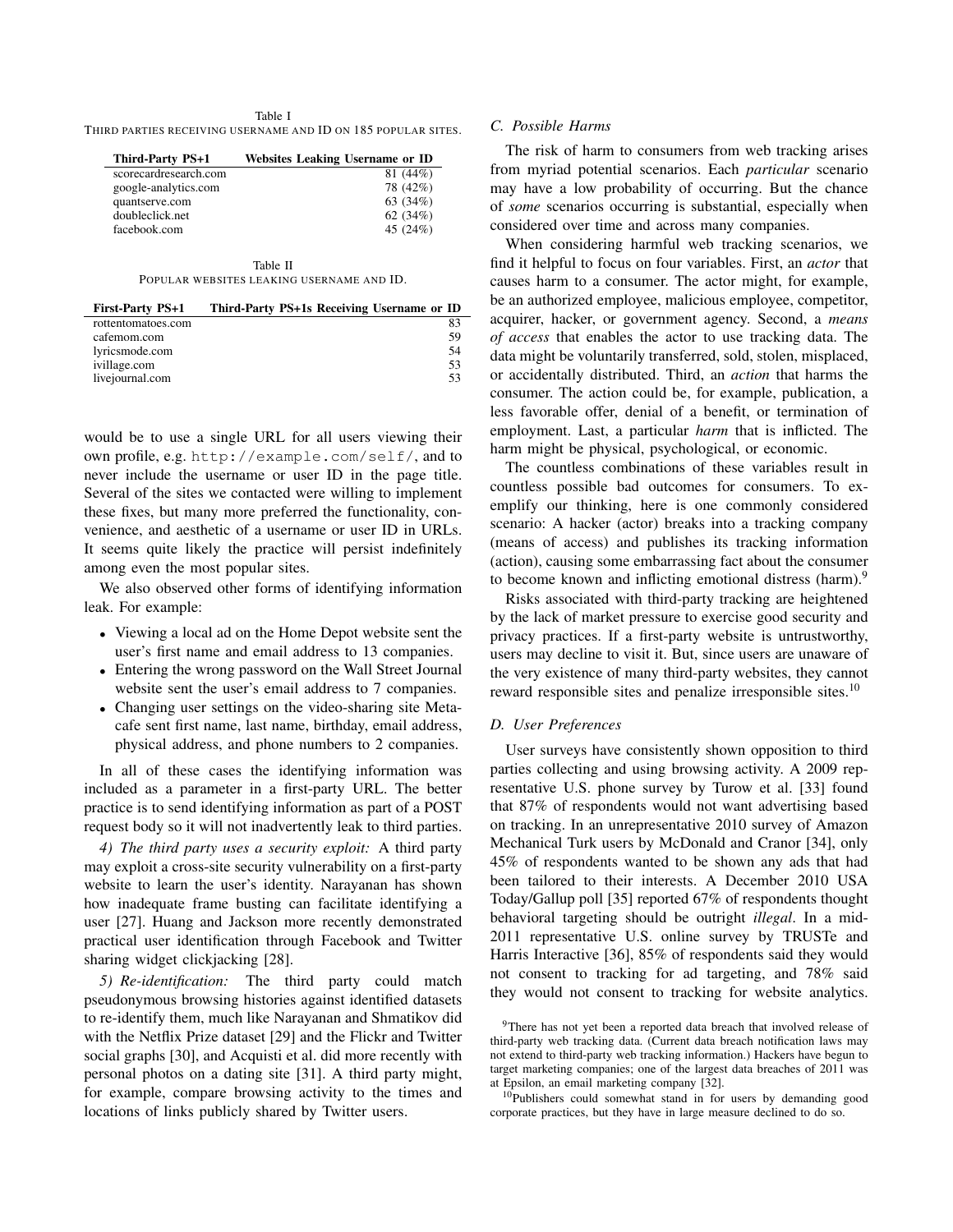Table I
THIRD PARTIES RECEIVING USERNAME AND ID ON 185 POPULAR SITES.

| Third-Party PS+1 | Websites Leaking Username or ID |
|---|---|
| scorecardresearch.com | 81 (44%) |
| google-analytics.com | 78 (42%) |
| quantserve.com | 63 (34%) |
| doubleclick.net | 62 (34%) |
| facebook.com | 45 (24%) |

Table II
POPULAR WEBSITES LEAKING USERNAME AND ID.

| First-Party PS+1 | Third-Party PS+1s Receiving Username or ID |
|---|---|
| rottentomatoes.com | 83 |
| cafemom.com | 59 |
| lyricsmode.com | 54 |
| ivillage.com | 53 |
| livejournal.com | 53 |

would be to use a single URL for all users viewing their own profile, e.g. `http://example.com/self/`, and to never include the username or user ID in the page title. Several of the sites we contacted were willing to implement these fixes, but many more preferred the functionality, convenience, and aesthetic of a username or user ID in URLs. It seems quite likely the practice will persist indefinitely among even the most popular sites.

We also observed other forms of identifying information leak. For example:

- Viewing a local ad on the Home Depot website sent the user's first name and email address to 13 companies.
- Entering the wrong password on the Wall Street Journal website sent the user's email address to 7 companies.
- Changing user settings on the video-sharing site Metacafe sent first name, last name, birthday, email address, physical address, and phone numbers to 2 companies.

In all of these cases the identifying information was included as a parameter in a first-party URL. The better practice is to send identifying information as part of a POST request body so it will not inadvertently leak to third parties.

*4) The third party uses a security exploit:* A third party may exploit a cross-site security vulnerability on a first-party website to learn the user's identity. Narayanan has shown how inadequate frame busting can facilitate identifying a user [27]. Huang and Jackson more recently demonstrated practical user identification through Facebook and Twitter sharing widget clickjacking [28].

*5) Re-identification:* The third party could match pseudonymous browsing histories against identified datasets to re-identify them, much like Narayanan and Shmatikov did with the Netflix Prize dataset [29] and the Flickr and Twitter social graphs [30], and Acquisti et al. did more recently with personal photos on a dating site [31]. A third party might, for example, compare browsing activity to the times and locations of links publicly shared by Twitter users.

### C. Possible Harms

The risk of harm to consumers from web tracking arises from myriad potential scenarios. Each *particular* scenario may have a low probability of occurring. But the chance of *some* scenarios occurring is substantial, especially when considered over time and across many companies.

When considering harmful web tracking scenarios, we find it helpful to focus on four variables. First, an *actor* that causes harm to a consumer. The actor might, for example, be an authorized employee, malicious employee, competitor, acquirer, hacker, or government agency. Second, a *means of access* that enables the actor to use tracking data. The data might be voluntarily transferred, sold, stolen, misplaced, or accidentally distributed. Third, an *action* that harms the consumer. The action could be, for example, publication, a less favorable offer, denial of a benefit, or termination of employment. Last, a particular *harm* that is inflicted. The harm might be physical, psychological, or economic.

The countless combinations of these variables result in countless possible bad outcomes for consumers. To exemplify our thinking, here is one commonly considered scenario: A hacker (actor) breaks into a tracking company (means of access) and publishes its tracking information (action), causing some embarrassing fact about the consumer to become known and inflicting emotional distress (harm).[9]

Risks associated with third-party tracking are heightened by the lack of market pressure to exercise good security and privacy practices. If a first-party website is untrustworthy, users may decline to visit it. But, since users are unaware of the very existence of many third-party websites, they cannot reward responsible sites and penalize irresponsible sites.[10]

### D. User Preferences

User surveys have consistently shown opposition to third parties collecting and using browsing activity. A 2009 representative U.S. phone survey by Turow et al. [33] found that 87% of respondents would not want advertising based on tracking. In an unrepresentative 2010 survey of Amazon Mechanical Turk users by McDonald and Cranor [34], only 45% of respondents wanted to be shown any ads that had been tailored to their interests. A December 2010 USA Today/Gallup poll [35] reported 67% of respondents thought behavioral targeting should be outright *illegal*. In a mid-2011 representative U.S. online survey by TRUSTe and Harris Interactive [36], 85% of respondents said they would not consent to tracking for ad targeting, and 78% said they would not consent to tracking for website analytics.

[9] There has not yet been a reported data breach that involved release of third-party web tracking data. (Current data breach notification laws may not extend to third-party web tracking information.) Hackers have begun to target marketing companies; one of the largest data breaches of 2011 was at Epsilon, an email marketing company [32].

[10] Publishers could somewhat stand in for users by demanding good corporate practices, but they have in large measure declined to do so.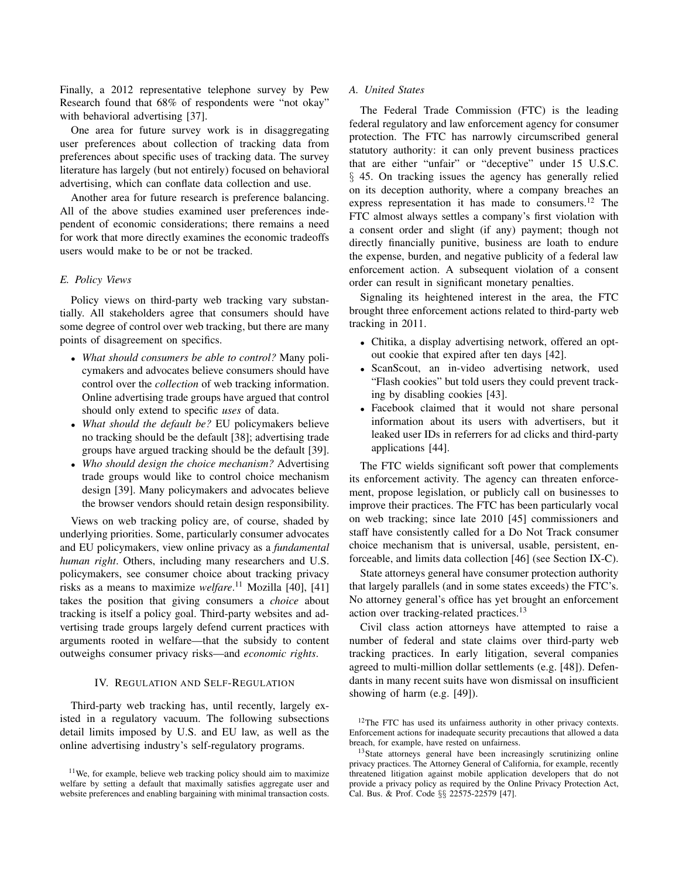Finally, a 2012 representative telephone survey by Pew Research found that 68% of respondents were "not okay" with behavioral advertising [37].

One area for future survey work is in disaggregating user preferences about collection of tracking data from preferences about specific uses of tracking data. The survey literature has largely (but not entirely) focused on behavioral advertising, which can conflate data collection and use.

Another area for future research is preference balancing. All of the above studies examined user preferences independent of economic considerations; there remains a need for work that more directly examines the economic tradeoffs users would make to be or not be tracked.

### E. Policy Views

Policy views on third-party web tracking vary substantially. All stakeholders agree that consumers should have some degree of control over web tracking, but there are many points of disagreement on specifics.

- *What should consumers be able to control?* Many policymakers and advocates believe consumers should have control over the *collection* of web tracking information. Online advertising trade groups have argued that control should only extend to specific *uses* of data.
- *What should the default be?* EU policymakers believe no tracking should be the default [38]; advertising trade groups have argued tracking should be the default [39].
- *Who should design the choice mechanism?* Advertising trade groups would like to control choice mechanism design [39]. Many policymakers and advocates believe the browser vendors should retain design responsibility.

Views on web tracking policy are, of course, shaded by underlying priorities. Some, particularly consumer advocates and EU policymakers, view online privacy as a *fundamental human right*. Others, including many researchers and U.S. policymakers, see consumer choice about tracking privacy risks as a means to maximize *welfare*.[11] Mozilla [40], [41] takes the position that giving consumers a *choice* about tracking is itself a policy goal. Third-party websites and advertising trade groups largely defend current practices with arguments rooted in welfare—that the subsidy to content outweighs consumer privacy risks—and *economic rights*.

## IV. Regulation and Self-Regulation

Third-party web tracking has, until recently, largely existed in a regulatory vacuum. The following subsections detail limits imposed by U.S. and EU law, as well as the online advertising industry's self-regulatory programs.

### A. United States

The Federal Trade Commission (FTC) is the leading federal regulatory and law enforcement agency for consumer protection. The FTC has narrowly circumscribed general statutory authority: it can only prevent business practices that are either "unfair" or "deceptive" under 15 U.S.C. § 45. On tracking issues the agency has generally relied on its deception authority, where a company breaches an express representation it has made to consumers.[12] The FTC almost always settles a company's first violation with a consent order and slight (if any) payment; though not directly financially punitive, business are loath to endure the expense, burden, and negative publicity of a federal law enforcement action. A subsequent violation of a consent order can result in significant monetary penalties.

Signaling its heightened interest in the area, the FTC brought three enforcement actions related to third-party web tracking in 2011.

- Chitika, a display advertising network, offered an opt-out cookie that expired after ten days [42].
- ScanScout, an in-video advertising network, used "Flash cookies" but told users they could prevent tracking by disabling cookies [43].
- Facebook claimed that it would not share personal information about its users with advertisers, but it leaked user IDs in referrers for ad clicks and third-party applications [44].

The FTC wields significant soft power that complements its enforcement activity. The agency can threaten enforcement, propose legislation, or publicly call on businesses to improve their practices. The FTC has been particularly vocal on web tracking; since late 2010 [45] commissioners and staff have consistently called for a Do Not Track consumer choice mechanism that is universal, usable, persistent, enforceable, and limits data collection [46] (see Section IX-C).

State attorneys general have consumer protection authority that largely parallels (and in some states exceeds) the FTC's. No attorney general's office has yet brought an enforcement action over tracking-related practices.[13]

Civil class action attorneys have attempted to raise a number of federal and state claims over third-party web tracking practices. In early litigation, several companies agreed to multi-million dollar settlements (e.g. [48]). Defendants in many recent suits have won dismissal on insufficient showing of harm (e.g. [49]).

[11] We, for example, believe web tracking policy should aim to maximize welfare by setting a default that maximally satisfies aggregate user and website preferences and enabling bargaining with minimal transaction costs.

[12] The FTC has used its unfairness authority in other privacy contexts. Enforcement actions for inadequate security precautions that allowed a data breach, for example, have rested on unfairness.

[13] State attorneys general have been increasingly scrutinizing online privacy practices. The Attorney General of California, for example, recently threatened litigation against mobile application developers that do not provide a privacy policy as required by the Online Privacy Protection Act, Cal. Bus. & Prof. Code §§ 22575-22579 [47].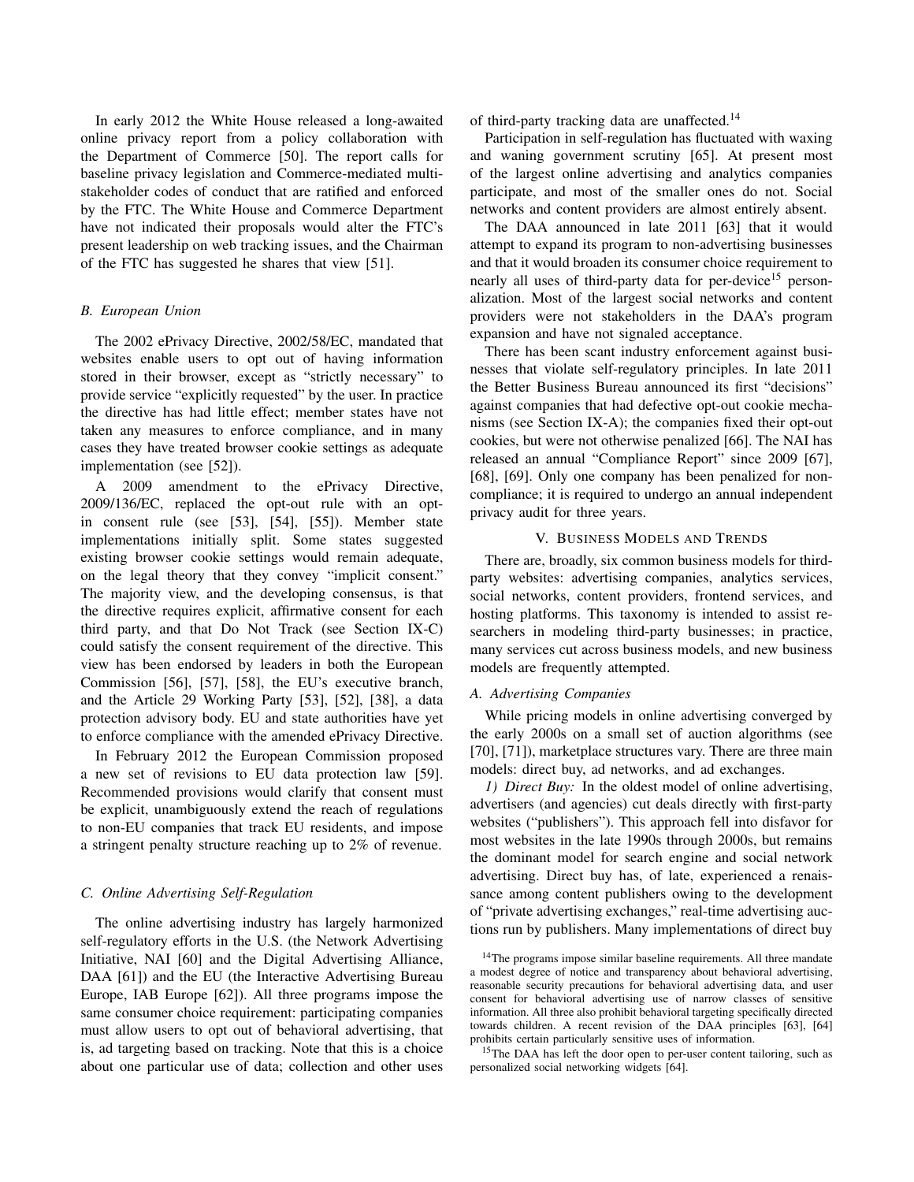In early 2012 the White House released a long-awaited online privacy report from a policy collaboration with the Department of Commerce [50]. The report calls for baseline privacy legislation and Commerce-mediated multi-stakeholder codes of conduct that are ratified and enforced by the FTC. The White House and Commerce Department have not indicated their proposals would alter the FTC's present leadership on web tracking issues, and the Chairman of the FTC has suggested he shares that view [51].

### B. European Union

The 2002 ePrivacy Directive, 2002/58/EC, mandated that websites enable users to opt out of having information stored in their browser, except as "strictly necessary" to provide service "explicitly requested" by the user. In practice the directive has had little effect; member states have not taken any measures to enforce compliance, and in many cases they have treated browser cookie settings as adequate implementation (see [52]).

A 2009 amendment to the ePrivacy Directive, 2009/136/EC, replaced the opt-out rule with an opt-in consent rule (see [53], [54], [55]). Member state implementations initially split. Some states suggested existing browser cookie settings would remain adequate, on the legal theory that they convey "implicit consent." The majority view, and the developing consensus, is that the directive requires explicit, affirmative consent for each third party, and that Do Not Track (see Section IX-C) could satisfy the consent requirement of the directive. This view has been endorsed by leaders in both the European Commission [56], [57], [58], the EU's executive branch, and the Article 29 Working Party [53], [52], [38], a data protection advisory body. EU and state authorities have yet to enforce compliance with the amended ePrivacy Directive.

In February 2012 the European Commission proposed a new set of revisions to EU data protection law [59]. Recommended provisions would clarify that consent must be explicit, unambiguously extend the reach of regulations to non-EU companies that track EU residents, and impose a stringent penalty structure reaching up to 2% of revenue.

### C. Online Advertising Self-Regulation

The online advertising industry has largely harmonized self-regulatory efforts in the U.S. (the Network Advertising Initiative, NAI [60] and the Digital Advertising Alliance, DAA [61]) and the EU (the Interactive Advertising Bureau Europe, IAB Europe [62]). All three programs impose the same consumer choice requirement: participating companies must allow users to opt out of behavioral advertising, that is, ad targeting based on tracking. Note that this is a choice about one particular use of data; collection and other uses of third-party tracking data are unaffected.[14]

Participation in self-regulation has fluctuated with waxing and waning government scrutiny [65]. At present most of the largest online advertising and analytics companies participate, and most of the smaller ones do not. Social networks and content providers are almost entirely absent.

The DAA announced in late 2011 [63] that it would attempt to expand its program to non-advertising businesses and that it would broaden its consumer choice requirement to nearly all uses of third-party data for per-device[15] personalization. Most of the largest social networks and content providers were not stakeholders in the DAA's program expansion and have not signaled acceptance.

There has been scant industry enforcement against businesses that violate self-regulatory principles. In late 2011 the Better Business Bureau announced its first "decisions" against companies that had defective opt-out cookie mechanisms (see Section IX-A); the companies fixed their opt-out cookies, but were not otherwise penalized [66]. The NAI has released an annual "Compliance Report" since 2009 [67], [68], [69]. Only one company has been penalized for non-compliance; it is required to undergo an annual independent privacy audit for three years.

## V. Business Models and Trends

There are, broadly, six common business models for third-party websites: advertising companies, analytics services, social networks, content providers, frontend services, and hosting platforms. This taxonomy is intended to assist researchers in modeling third-party businesses; in practice, many services cut across business models, and new business models are frequently attempted.

### A. Advertising Companies

While pricing models in online advertising converged by the early 2000s on a small set of auction algorithms (see [70], [71]), marketplace structures vary. There are three main models: direct buy, ad networks, and ad exchanges.

*1) Direct Buy:* In the oldest model of online advertising, advertisers (and agencies) cut deals directly with first-party websites ("publishers"). This approach fell into disfavor for most websites in the late 1990s through 2000s, but remains the dominant model for search engine and social network advertising. Direct buy has, of late, experienced a renaissance among content publishers owing to the development of "private advertising exchanges," real-time advertising auctions run by publishers. Many implementations of direct buy

[14] The programs impose similar baseline requirements. All three mandate a modest degree of notice and transparency about behavioral advertising, reasonable security precautions for behavioral advertising data, and user consent for behavioral advertising use of narrow classes of sensitive information. All three also prohibit behavioral targeting specifically directed towards children. A recent revision of the DAA principles [63], [64] prohibits certain particularly sensitive uses of information.

[15] The DAA has left the door open to per-user content tailoring, such as personalized social networking widgets [64].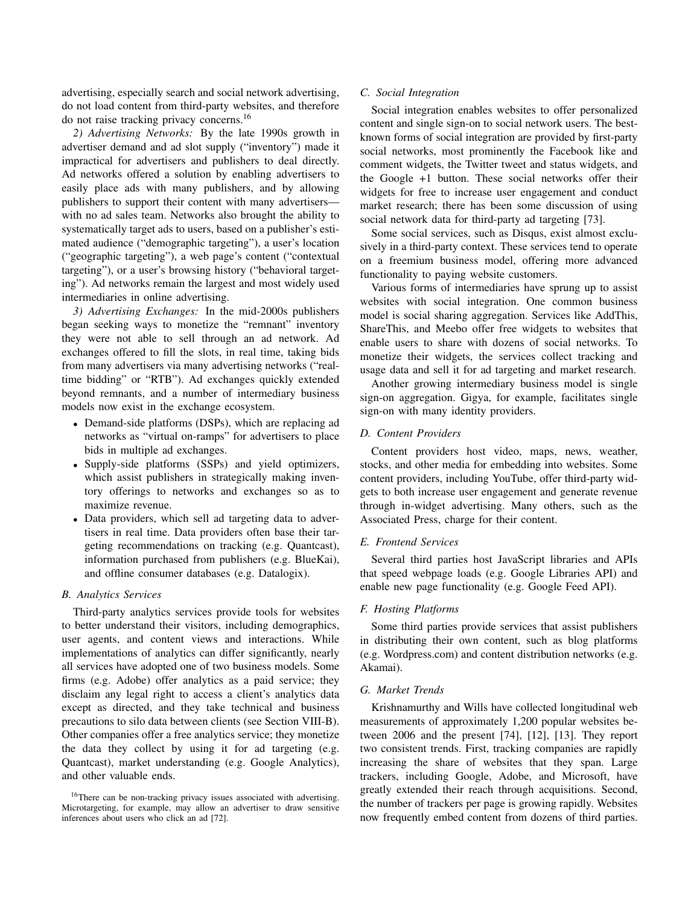advertising, especially search and social network advertising, do not load content from third-party websites, and therefore do not raise tracking privacy concerns.[16]

*2) Advertising Networks:* By the late 1990s growth in advertiser demand and ad slot supply ("inventory") made it impractical for advertisers and publishers to deal directly. Ad networks offered a solution by enabling advertisers to easily place ads with many publishers, and by allowing publishers to support their content with many advertisers—with no ad sales team. Networks also brought the ability to systematically target ads to users, based on a publisher's estimated audience ("demographic targeting"), a user's location ("geographic targeting"), a web page's content ("contextual targeting"), or a user's browsing history ("behavioral targeting"). Ad networks remain the largest and most widely used intermediaries in online advertising.

*3) Advertising Exchanges:* In the mid-2000s publishers began seeking ways to monetize the "remnant" inventory they were not able to sell through an ad network. Ad exchanges offered to fill the slots, in real time, taking bids from many advertisers via many advertising networks ("real-time bidding" or "RTB"). Ad exchanges quickly extended beyond remnants, and a number of intermediary business models now exist in the exchange ecosystem.

- Demand-side platforms (DSPs), which are replacing ad networks as "virtual on-ramps" for advertisers to place bids in multiple ad exchanges.
- Supply-side platforms (SSPs) and yield optimizers, which assist publishers in strategically making inventory offerings to networks and exchanges so as to maximize revenue.
- Data providers, which sell ad targeting data to advertisers in real time. Data providers often base their targeting recommendations on tracking (e.g. Quantcast), information purchased from publishers (e.g. BlueKai), and offline consumer databases (e.g. Datalogix).

### B. Analytics Services

Third-party analytics services provide tools for websites to better understand their visitors, including demographics, user agents, and content views and interactions. While implementations of analytics can differ significantly, nearly all services have adopted one of two business models. Some firms (e.g. Adobe) offer analytics as a paid service; they disclaim any legal right to access a client's analytics data except as directed, and they take technical and business precautions to silo data between clients (see Section VIII-B). Other companies offer a free analytics service; they monetize the data they collect by using it for ad targeting (e.g. Quantcast), market understanding (e.g. Google Analytics), and other valuable ends.

[16]There can be non-tracking privacy issues associated with advertising. Microtargeting, for example, may allow an advertiser to draw sensitive inferences about users who click an ad [72].

### C. Social Integration

Social integration enables websites to offer personalized content and single sign-on to social network users. The best-known forms of social integration are provided by first-party social networks, most prominently the Facebook like and comment widgets, the Twitter tweet and status widgets, and the Google +1 button. These social networks offer their widgets for free to increase user engagement and conduct market research; there has been some discussion of using social network data for third-party ad targeting [73].

Some social services, such as Disqus, exist almost exclusively in a third-party context. These services tend to operate on a freemium business model, offering more advanced functionality to paying website customers.

Various forms of intermediaries have sprung up to assist websites with social integration. One common business model is social sharing aggregation. Services like AddThis, ShareThis, and Meebo offer free widgets to websites that enable users to share with dozens of social networks. To monetize their widgets, the services collect tracking and usage data and sell it for ad targeting and market research.

Another growing intermediary business model is single sign-on aggregation. Gigya, for example, facilitates single sign-on with many identity providers.

### D. Content Providers

Content providers host video, maps, news, weather, stocks, and other media for embedding into websites. Some content providers, including YouTube, offer third-party widgets to both increase user engagement and generate revenue through in-widget advertising. Many others, such as the Associated Press, charge for their content.

### E. Frontend Services

Several third parties host JavaScript libraries and APIs that speed webpage loads (e.g. Google Libraries API) and enable new page functionality (e.g. Google Feed API).

### F. Hosting Platforms

Some third parties provide services that assist publishers in distributing their own content, such as blog platforms (e.g. Wordpress.com) and content distribution networks (e.g. Akamai).

### G. Market Trends

Krishnamurthy and Wills have collected longitudinal web measurements of approximately 1,200 popular websites between 2006 and the present [74], [12], [13]. They report two consistent trends. First, tracking companies are rapidly increasing the share of websites that they span. Large trackers, including Google, Adobe, and Microsoft, have greatly extended their reach through acquisitions. Second, the number of trackers per page is growing rapidly. Websites now frequently embed content from dozens of third parties.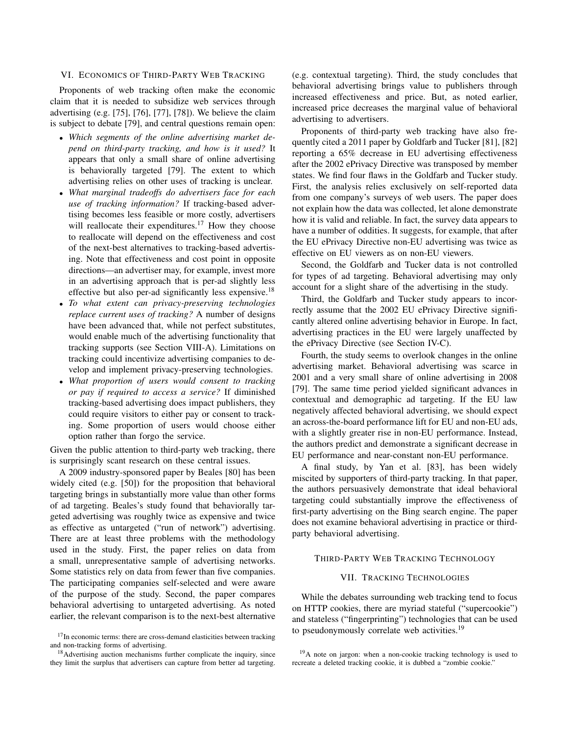## VI. Economics of Third-Party Web Tracking

Proponents of web tracking often make the economic claim that it is needed to subsidize web services through advertising (e.g. [75], [76], [77], [78]). We believe the claim is subject to debate [79], and central questions remain open:

- *Which segments of the online advertising market depend on third-party tracking, and how is it used?* It appears that only a small share of online advertising is behaviorally targeted [79]. The extent to which advertising relies on other uses of tracking is unclear.
- *What marginal tradeoffs do advertisers face for each use of tracking information?* If tracking-based advertising becomes less feasible or more costly, advertisers will reallocate their expenditures.[17] How they choose to reallocate will depend on the effectiveness and cost of the next-best alternatives to tracking-based advertising. Note that effectiveness and cost point in opposite directions—an advertiser may, for example, invest more in an advertising approach that is per-ad slightly less effective but also per-ad significantly less expensive.[18]
- *To what extent can privacy-preserving technologies replace current uses of tracking?* A number of designs have been advanced that, while not perfect substitutes, would enable much of the advertising functionality that tracking supports (see Section VIII-A). Limitations on tracking could incentivize advertising companies to develop and implement privacy-preserving technologies.
- *What proportion of users would consent to tracking or pay if required to access a service?* If diminished tracking-based advertising does impact publishers, they could require visitors to either pay or consent to tracking. Some proportion of users would choose either option rather than forgo the service.

Given the public attention to third-party web tracking, there is surprisingly scant research on these central issues.

A 2009 industry-sponsored paper by Beales [80] has been widely cited (e.g. [50]) for the proposition that behavioral targeting brings in substantially more value than other forms of ad targeting. Beales's study found that behaviorally targeted advertising was roughly twice as expensive and twice as effective as untargeted ("run of network") advertising. There are at least three problems with the methodology used in the study. First, the paper relies on data from a small, unrepresentative sample of advertising networks. Some statistics rely on data from fewer than five companies. The participating companies self-selected and were aware of the purpose of the study. Second, the paper compares behavioral advertising to untargeted advertising. As noted earlier, the relevant comparison is to the next-best alternative (e.g. contextual targeting). Third, the study concludes that behavioral advertising brings value to publishers through increased effectiveness and price. But, as noted earlier, increased price decreases the marginal value of behavioral advertising to advertisers.

Proponents of third-party web tracking have also frequently cited a 2011 paper by Goldfarb and Tucker [81], [82] reporting a 65% decrease in EU advertising effectiveness after the 2002 ePrivacy Directive was transposed by member states. We find four flaws in the Goldfarb and Tucker study. First, the analysis relies exclusively on self-reported data from one company's surveys of web users. The paper does not explain how the data was collected, let alone demonstrate how it is valid and reliable. In fact, the survey data appears to have a number of oddities. It suggests, for example, that after the EU ePrivacy Directive non-EU advertising was twice as effective on EU viewers as on non-EU viewers.

Second, the Goldfarb and Tucker data is not controlled for types of ad targeting. Behavioral advertising may only account for a slight share of the advertising in the study.

Third, the Goldfarb and Tucker study appears to incorrectly assume that the 2002 EU ePrivacy Directive significantly altered online advertising behavior in Europe. In fact, advertising practices in the EU were largely unaffected by the ePrivacy Directive (see Section IV-C).

Fourth, the study seems to overlook changes in the online advertising market. Behavioral advertising was scarce in 2001 and a very small share of online advertising in 2008 [79]. The same time period yielded significant advances in contextual and demographic ad targeting. If the EU law negatively affected behavioral advertising, we should expect an across-the-board performance lift for EU and non-EU ads, with a slightly greater rise in non-EU performance. Instead, the authors predict and demonstrate a significant decrease in EU performance and near-constant non-EU performance.

A final study, by Yan et al. [83], has been widely miscited by supporters of third-party tracking. In that paper, the authors persuasively demonstrate that ideal behavioral targeting could substantially improve the effectiveness of first-party advertising on the Bing search engine. The paper does not examine behavioral advertising in practice or third-party behavioral advertising.

# Third-Party Web Tracking Technology

## VII. Tracking Technologies

While the debates surrounding web tracking tend to focus on HTTP cookies, there are myriad stateful ("supercookie") and stateless ("fingerprinting") technologies that can be used to pseudonymously correlate web activities.[19]

[17] In economic terms: there are cross-demand elasticities between tracking and non-tracking forms of advertising.

[18] Advertising auction mechanisms further complicate the inquiry, since they limit the surplus that advertisers can capture from better ad targeting.

[19] A note on jargon: when a non-cookie tracking technology is used to recreate a deleted tracking cookie, it is dubbed a "zombie cookie."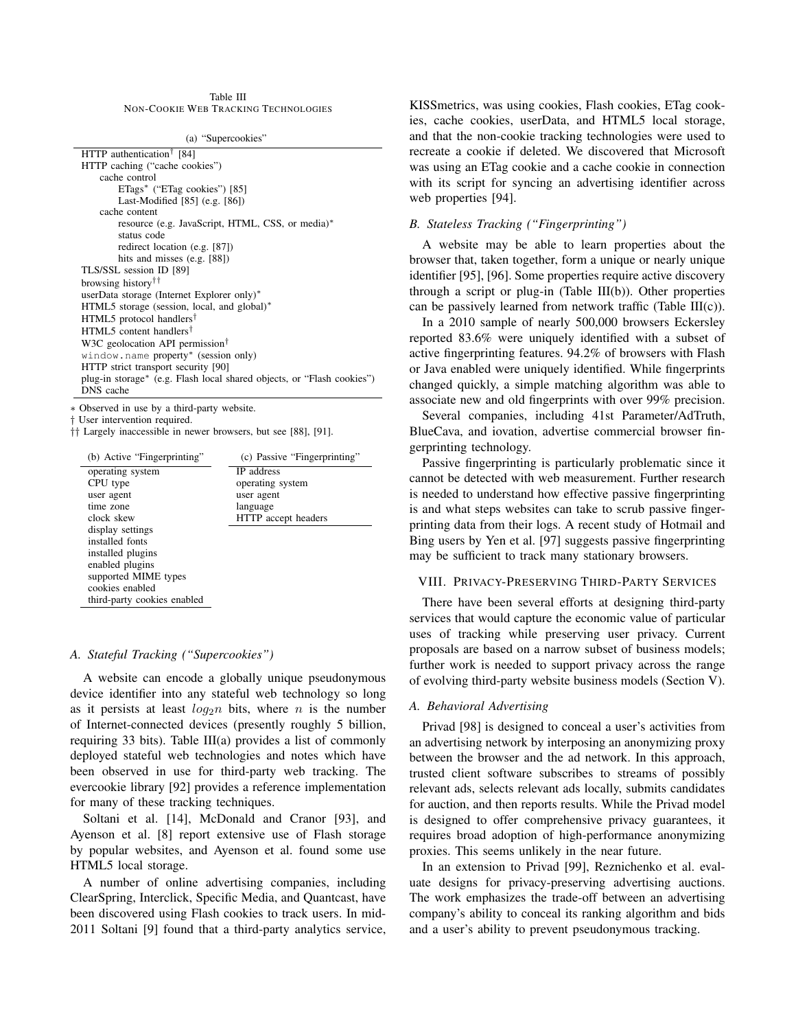Table III
NON-COOKIE WEB TRACKING TECHNOLOGIES

(a) "Supercookies"

| |
|---|
| HTTP authentication† [84] |
| HTTP caching ("cache cookies") |
| cache control |
| ETags* ("ETag cookies") [85] |
| Last-Modified [85] (e.g. [86]) |
| cache content |
| resource (e.g. JavaScript, HTML, CSS, or media)* |
| status code |
| redirect location (e.g. [87]) |
| hits and misses (e.g. [88]) |
| TLS/SSL session ID [89] |
| browsing history†† |
| userData storage (Internet Explorer only)* |
| HTML5 storage (session, local, and global)* |
| HTML5 protocol handlers† |
| HTML5 content handlers† |
| W3C geolocation API permission† |
| window.name property* (session only) |
| HTTP strict transport security [90] |
| plug-in storage* (e.g. Flash local shared objects, or "Flash cookies") |
| DNS cache |

\* Observed in use by a third-party website.
† User intervention required.
†† Largely inaccessible in newer browsers, but see [88], [91].

| (b) Active "Fingerprinting" |
|---|
| operating system |
| CPU type |
| user agent |
| time zone |
| clock skew |
| display settings |
| installed fonts |
| installed plugins |
| enabled plugins |
| supported MIME types |
| cookies enabled |
| third-party cookies enabled |

| (c) Passive "Fingerprinting" |
|---|
| IP address |
| operating system |
| user agent |
| language |
| HTTP accept headers |

### A. Stateful Tracking ("Supercookies")

A website can encode a globally unique pseudonymous device identifier into any stateful web technology so long as it persists at least $log_2 n$ bits, where $n$ is the number of Internet-connected devices (presently roughly 5 billion, requiring 33 bits). Table III(a) provides a list of commonly deployed stateful web technologies and notes which have been observed in use for third-party web tracking. The evercookie library [92] provides a reference implementation for many of these tracking techniques.

Soltani et al. [14], McDonald and Cranor [93], and Ayenson et al. [8] report extensive use of Flash storage by popular websites, and Ayenson et al. found some use HTML5 local storage.

A number of online advertising companies, including ClearSpring, Interclick, Specific Media, and Quantcast, have been discovered using Flash cookies to track users. In mid-2011 Soltani [9] found that a third-party analytics service, KISSmetrics, was using cookies, Flash cookies, ETag cookies, cache cookies, userData, and HTML5 local storage, and that the non-cookie tracking technologies were used to recreate a cookie if deleted. We discovered that Microsoft was using an ETag cookie and a cache cookie in connection with its script for syncing an advertising identifier across web properties [94].

### B. Stateless Tracking ("Fingerprinting")

A website may be able to learn properties about the browser that, taken together, form a unique or nearly unique identifier [95], [96]. Some properties require active discovery through a script or plug-in (Table III(b)). Other properties can be passively learned from network traffic (Table III(c)).

In a 2010 sample of nearly 500,000 browsers Eckersley reported 83.6% were uniquely identified with a subset of active fingerprinting features. 94.2% of browsers with Flash or Java enabled were uniquely identified. While fingerprints changed quickly, a simple matching algorithm was able to associate new and old fingerprints with over 99% precision.

Several companies, including 41st Parameter/AdTruth, BlueCava, and iovation, advertise commercial browser fingerprinting technology.

Passive fingerprinting is particularly problematic since it cannot be detected with web measurement. Further research is needed to understand how effective passive fingerprinting is and what steps websites can take to scrub passive fingerprinting data from their logs. A recent study of Hotmail and Bing users by Yen et al. [97] suggests passive fingerprinting may be sufficient to track many stationary browsers.

## VIII. PRIVACY-PRESERVING THIRD-PARTY SERVICES

There have been several efforts at designing third-party services that would capture the economic value of particular uses of tracking while preserving user privacy. Current proposals are based on a narrow subset of business models; further work is needed to support privacy across the range of evolving third-party website business models (Section V).

### A. Behavioral Advertising

Privad [98] is designed to conceal a user's activities from an advertising network by interposing an anonymizing proxy between the browser and the ad network. In this approach, trusted client software subscribes to streams of possibly relevant ads, selects relevant ads locally, submits candidates for auction, and then reports results. While the Privad model is designed to offer comprehensive privacy guarantees, it requires broad adoption of high-performance anonymizing proxies. This seems unlikely in the near future.

In an extension to Privad [99], Reznichenko et al. evaluate designs for privacy-preserving advertising auctions. The work emphasizes the trade-off between an advertising company's ability to conceal its ranking algorithm and bids and a user's ability to prevent pseudonymous tracking.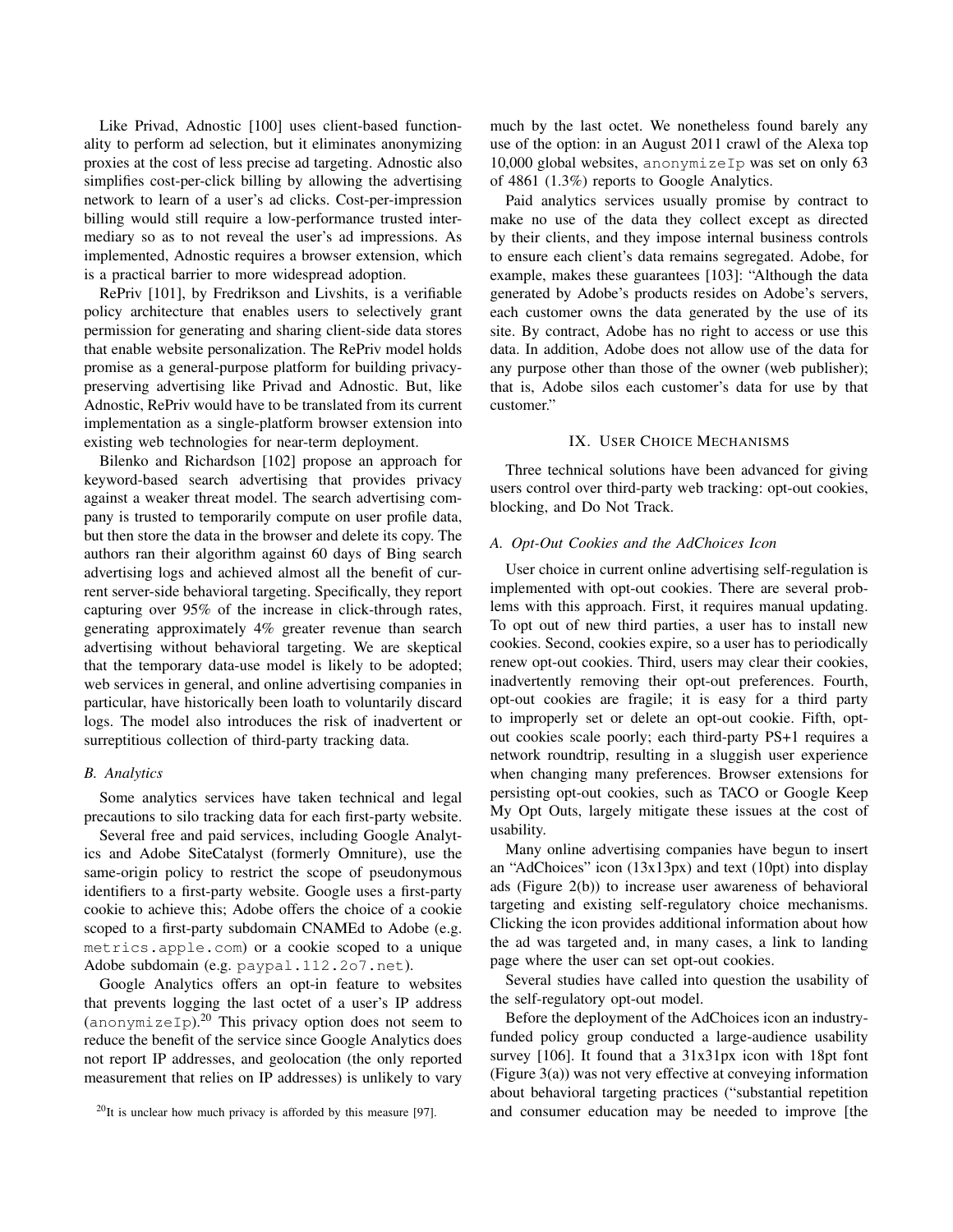Like Privad, Adnostic [100] uses client-based functionality to perform ad selection, but it eliminates anonymizing proxies at the cost of less precise ad targeting. Adnostic also simplifies cost-per-click billing by allowing the advertising network to learn of a user's ad clicks. Cost-per-impression billing would still require a low-performance trusted intermediary so as to not reveal the user's ad impressions. As implemented, Adnostic requires a browser extension, which is a practical barrier to more widespread adoption.

RePriv [101], by Fredrikson and Livshits, is a verifiable policy architecture that enables users to selectively grant permission for generating and sharing client-side data stores that enable website personalization. The RePriv model holds promise as a general-purpose platform for building privacy-preserving advertising like Privad and Adnostic. But, like Adnostic, RePriv would have to be translated from its current implementation as a single-platform browser extension into existing web technologies for near-term deployment.

Bilenko and Richardson [102] propose an approach for keyword-based search advertising that provides privacy against a weaker threat model. The search advertising company is trusted to temporarily compute on user profile data, but then store the data in the browser and delete its copy. The authors ran their algorithm against 60 days of Bing search advertising logs and achieved almost all the benefit of current server-side behavioral targeting. Specifically, they report capturing over 95% of the increase in click-through rates, generating approximately 4% greater revenue than search advertising without behavioral targeting. We are skeptical that the temporary data-use model is likely to be adopted; web services in general, and online advertising companies in particular, have historically been loath to voluntarily discard logs. The model also introduces the risk of inadvertent or surreptitious collection of third-party tracking data.

### B. Analytics

Some analytics services have taken technical and legal precautions to silo tracking data for each first-party website.

Several free and paid services, including Google Analytics and Adobe SiteCatalyst (formerly Omniture), use the same-origin policy to restrict the scope of pseudonymous identifiers to a first-party website. Google uses a first-party cookie to achieve this; Adobe offers the choice of a cookie scoped to a first-party subdomain CNAMEd to Adobe (e.g. `metrics.apple.com`) or a cookie scoped to a unique Adobe subdomain (e.g. `paypal.112.2o7.net`).

Google Analytics offers an opt-in feature to websites that prevents logging the last octet of a user's IP address (`anonymizeIp`).[20] This privacy option does not seem to reduce the benefit of the service since Google Analytics does not report IP addresses, and geolocation (the only reported measurement that relies on IP addresses) is unlikely to vary much by the last octet. We nonetheless found barely any use of the option: in an August 2011 crawl of the Alexa top 10,000 global websites, `anonymizeIp` was set on only 63 of 4861 (1.3%) reports to Google Analytics.

Paid analytics services usually promise by contract to make no use of the data they collect except as directed by their clients, and they impose internal business controls to ensure each client's data remains segregated. Adobe, for example, makes these guarantees [103]: "Although the data generated by Adobe's products resides on Adobe's servers, each customer owns the data generated by the use of its site. By contract, Adobe has no right to access or use this data. In addition, Adobe does not allow use of the data for any purpose other than those of the owner (web publisher); that is, Adobe silos each customer's data for use by that customer."

## IX. User Choice Mechanisms

Three technical solutions have been advanced for giving users control over third-party web tracking: opt-out cookies, blocking, and Do Not Track.

### A. Opt-Out Cookies and the AdChoices Icon

User choice in current online advertising self-regulation is implemented with opt-out cookies. There are several problems with this approach. First, it requires manual updating. To opt out of new third parties, a user has to install new cookies. Second, cookies expire, so a user has to periodically renew opt-out cookies. Third, users may clear their cookies, inadvertently removing their opt-out preferences. Fourth, opt-out cookies are fragile; it is easy for a third party to improperly set or delete an opt-out cookie. Fifth, opt-out cookies scale poorly; each third-party PS+1 requires a network roundtrip, resulting in a sluggish user experience when changing many preferences. Browser extensions for persisting opt-out cookies, such as TACO or Google Keep My Opt Outs, largely mitigate these issues at the cost of usability.

Many online advertising companies have begun to insert an "AdChoices" icon (13x13px) and text (10pt) into display ads (Figure 2(b)) to increase user awareness of behavioral targeting and existing self-regulatory choice mechanisms. Clicking the icon provides additional information about how the ad was targeted and, in many cases, a link to landing page where the user can set opt-out cookies.

Several studies have called into question the usability of the self-regulatory opt-out model.

Before the deployment of the AdChoices icon an industry-funded policy group conducted a large-audience usability survey [106]. It found that a 31x31px icon with 18pt font (Figure 3(a)) was not very effective at conveying information about behavioral targeting practices ("substantial repetition and consumer education may be needed to improve [the

[20] It is unclear how much privacy is afforded by this measure [97].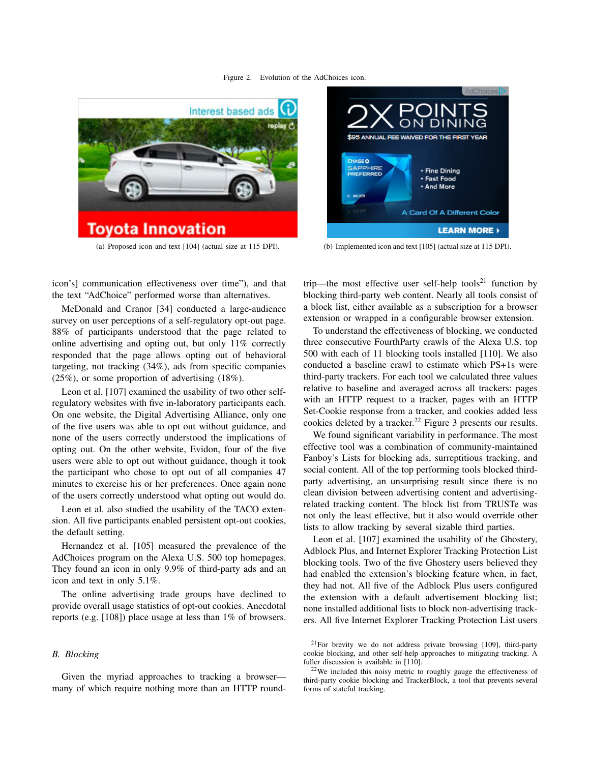Figure 2. Evolution of the AdChoices icon.

(a) Proposed icon and text [104] (actual size at 115 DPI).

(b) Implemented icon and text [105] (actual size at 115 DPI).

icon's] communication effectiveness over time"), and that the text "AdChoice" performed worse than alternatives.

McDonald and Cranor [34] conducted a large-audience survey on user perceptions of a self-regulatory opt-out page. 88% of participants understood that the page related to online advertising and opting out, but only 11% correctly responded that the page allows opting out of behavioral targeting, not tracking (34%), ads from specific companies (25%), or some proportion of advertising (18%).

Leon et al. [107] examined the usability of two other self-regulatory websites with five in-laboratory participants each. On one website, the Digital Advertising Alliance, only one of the five users was able to opt out without guidance, and none of the users correctly understood the implications of opting out. On the other website, Evidon, four of the five users were able to opt out without guidance, though it took the participant who chose to opt out of all companies 47 minutes to exercise his or her preferences. Once again none of the users correctly understood what opting out would do.

Leon et al. also studied the usability of the TACO extension. All five participants enabled persistent opt-out cookies, the default setting.

Hernandez et al. [105] measured the prevalence of the AdChoices program on the Alexa U.S. 500 top homepages. They found an icon in only 9.9% of third-party ads and an icon and text in only 5.1%.

The online advertising trade groups have declined to provide overall usage statistics of opt-out cookies. Anecdotal reports (e.g. [108]) place usage at less than 1% of browsers.

### B. Blocking

Given the myriad approaches to tracking a browser—many of which require nothing more than an HTTP round-trip—the most effective user self-help tools[21] function by blocking third-party web content. Nearly all tools consist of a block list, either available as a subscription for a browser extension or wrapped in a configurable browser extension.

To understand the effectiveness of blocking, we conducted three consecutive FourthParty crawls of the Alexa U.S. top 500 with each of 11 blocking tools installed [110]. We also conducted a baseline crawl to estimate which PS+1s were third-party trackers. For each tool we calculated three values relative to baseline and averaged across all trackers: pages with an HTTP request to a tracker, pages with an HTTP Set-Cookie response from a tracker, and cookies added less cookies deleted by a tracker.[22] Figure 3 presents our results.

We found significant variability in performance. The most effective tool was a combination of community-maintained Fanboy's Lists for blocking ads, surreptitious tracking, and social content. All of the top performing tools blocked third-party advertising, an unsurprising result since there is no clean division between advertising content and advertising-related tracking content. The block list from TRUSTe was not only the least effective, but it also would override other lists to allow tracking by several sizable third parties.

Leon et al. [107] examined the usability of the Ghostery, Adblock Plus, and Internet Explorer Tracking Protection List blocking tools. Two of the five Ghostery users believed they had enabled the extension's blocking feature when, in fact, they had not. All five of the Adblock Plus users configured the extension with a default advertisement blocking list; none installed additional lists to block non-advertising trackers. All five Internet Explorer Tracking Protection List users

[21]For brevity we do not address private browsing [109], third-party cookie blocking, and other self-help approaches to mitigating tracking. A fuller discussion is available in [110].

[22]We included this noisy metric to roughly gauge the effectiveness of third-party cookie blocking and TrackerBlock, a tool that prevents several forms of stateful tracking.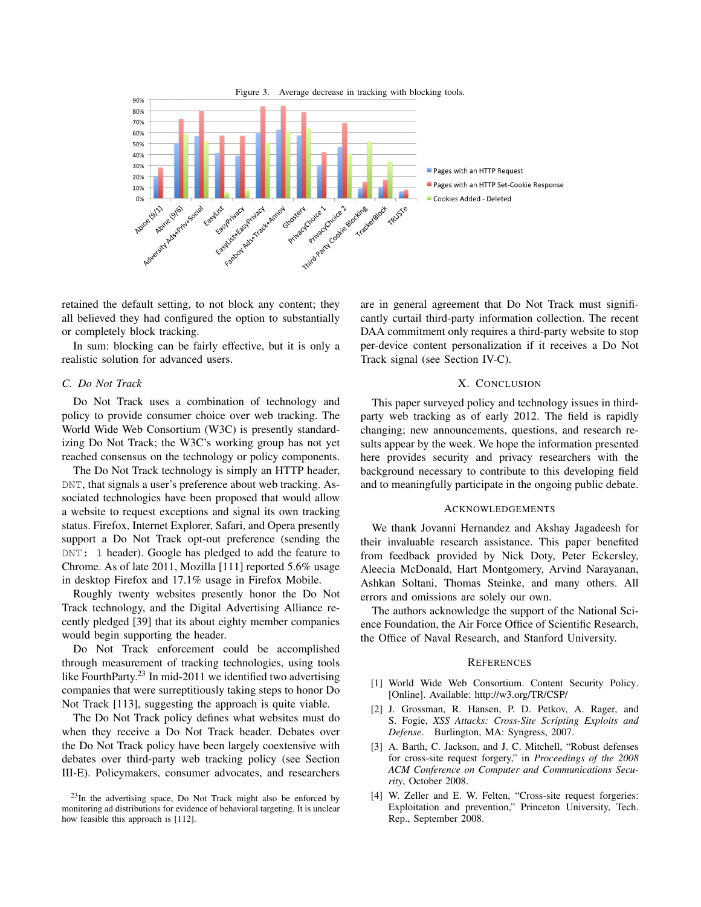Figure 3. Average decrease in tracking with blocking tools.

retained the default setting, to not block any content; they all believed they had configured the option to substantially or completely block tracking.

In sum: blocking can be fairly effective, but it is only a realistic solution for advanced users.

### C. Do Not Track

Do Not Track uses a combination of technology and policy to provide consumer choice over web tracking. The World Wide Web Consortium (W3C) is presently standardizing Do Not Track; the W3C's working group has not yet reached consensus on the technology or policy components.

The Do Not Track technology is simply an HTTP header, `DNT`, that signals a user's preference about web tracking. Associated technologies have been proposed that would allow a website to request exceptions and signal its own tracking status. Firefox, Internet Explorer, Safari, and Opera presently support a Do Not Track opt-out preference (sending the `DNT: 1` header). Google has pledged to add the feature to Chrome. As of late 2011, Mozilla [111] reported 5.6% usage in desktop Firefox and 17.1% usage in Firefox Mobile.

Roughly twenty websites presently honor the Do Not Track technology, and the Digital Advertising Alliance recently pledged [39] that its about eighty member companies would begin supporting the header.

Do Not Track enforcement could be accomplished through measurement of tracking technologies, using tools like FourthParty.[23] In mid-2011 we identified two advertising companies that were surreptitiously taking steps to honor Do Not Track [113], suggesting the approach is quite viable.

The Do Not Track policy defines what websites must do when they receive a Do Not Track header. Debates over the Do Not Track policy have been largely coextensive with debates over third-party web tracking policy (see Section III-E). Policymakers, consumer advocates, and researchers are in general agreement that Do Not Track must significantly curtail third-party information collection. The recent DAA commitment only requires a third-party website to stop per-device content personalization if it receives a Do Not Track signal (see Section IV-C).

[23] In the advertising space, Do Not Track might also be enforced by monitoring ad distributions for evidence of behavioral targeting. It is unclear how feasible this approach is [112].

## X. Conclusion

This paper surveyed policy and technology issues in third-party web tracking as of early 2012. The field is rapidly changing; new announcements, questions, and research results appear by the week. We hope the information presented here provides security and privacy researchers with the background necessary to contribute to this developing field and to meaningfully participate in the ongoing public debate.

## Acknowledgements

We thank Jovanni Hernandez and Akshay Jagadeesh for their invaluable research assistance. This paper benefited from feedback provided by Nick Doty, Peter Eckersley, Aleecia McDonald, Hart Montgomery, Arvind Narayanan, Ashkan Soltani, Thomas Steinke, and many others. All errors and omissions are solely our own.

The authors acknowledge the support of the National Science Foundation, the Air Force Office of Scientific Research, the Office of Naval Research, and Stanford University.

## References

[1] World Wide Web Consortium. Content Security Policy. [Online]. Available: http://w3.org/TR/CSP/

[2] J. Grossman, R. Hansen, P. D. Petkov, A. Rager, and S. Fogie, *XSS Attacks: Cross-Site Scripting Exploits and Defense*. Burlington, MA: Syngress, 2007.

[3] A. Barth, C. Jackson, and J. C. Mitchell, "Robust defenses for cross-site request forgery," in *Proceedings of the 2008 ACM Conference on Computer and Communications Security*, October 2008.

[4] W. Zeller and E. W. Felten, "Cross-site request forgeries: Exploitation and prevention," Princeton University, Tech. Rep., September 2008.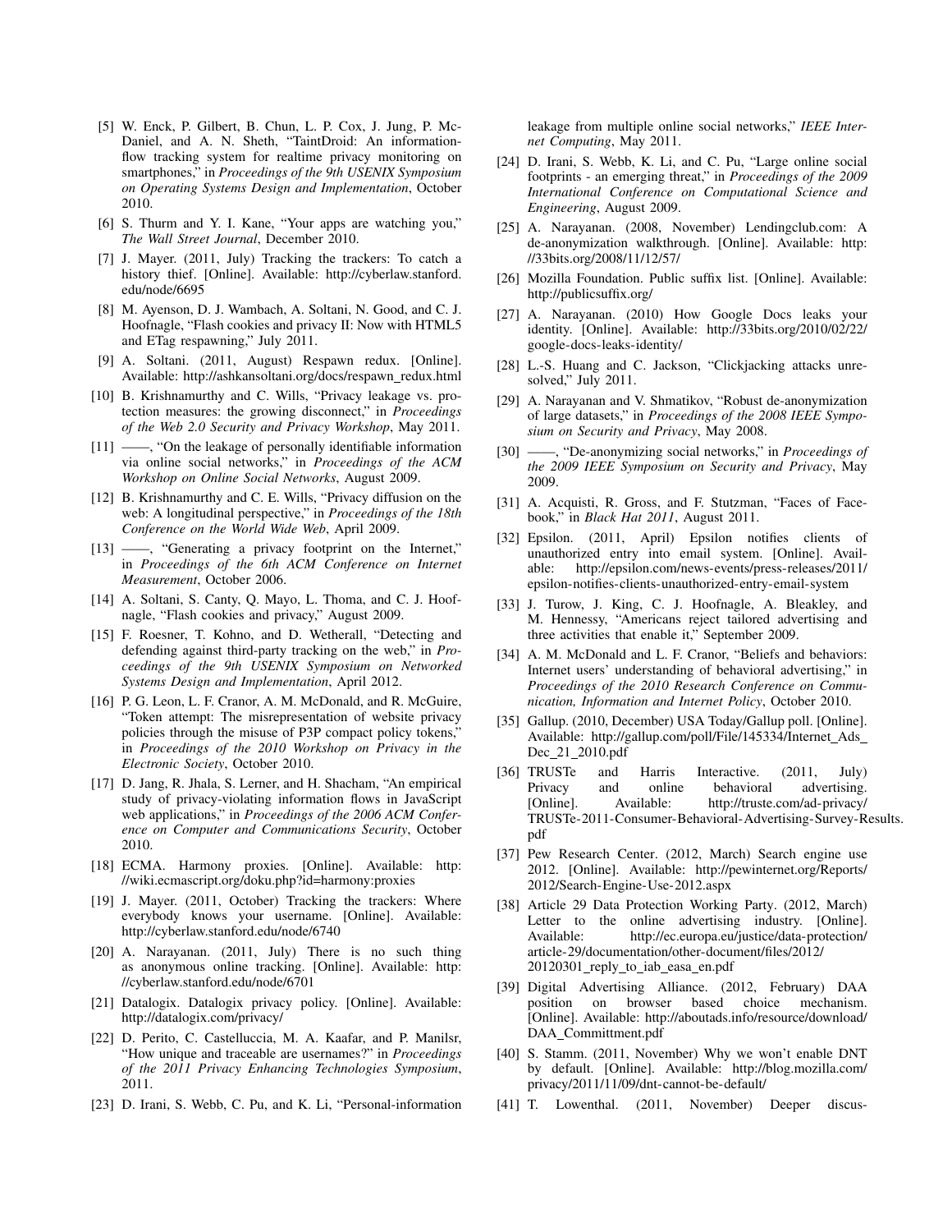[5] W. Enck, P. Gilbert, B. Chun, L. P. Cox, J. Jung, P. McDaniel, and A. N. Sheth, "TaintDroid: An information-flow tracking system for realtime privacy monitoring on smartphones," in *Proceedings of the 9th USENIX Symposium on Operating Systems Design and Implementation*, October 2010.

[6] S. Thurm and Y. I. Kane, "Your apps are watching you," *The Wall Street Journal*, December 2010.

[7] J. Mayer. (2011, July) Tracking the trackers: To catch a history thief. [Online]. Available: http://cyberlaw.stanford.edu/node/6695

[8] M. Ayenson, D. J. Wambach, A. Soltani, N. Good, and C. J. Hoofnagle, "Flash cookies and privacy II: Now with HTML5 and ETag respawning," July 2011.

[9] A. Soltani. (2011, August) Respawn redux. [Online]. Available: http://ashkansoltani.org/docs/respawn_redux.html

[10] B. Krishnamurthy and C. Wills, "Privacy leakage vs. protection measures: the growing disconnect," in *Proceedings of the Web 2.0 Security and Privacy Workshop*, May 2011.

[11] ——, "On the leakage of personally identifiable information via online social networks," in *Proceedings of the ACM Workshop on Online Social Networks*, August 2009.

[12] B. Krishnamurthy and C. E. Wills, "Privacy diffusion on the web: A longitudinal perspective," in *Proceedings of the 18th Conference on the World Wide Web*, April 2009.

[13] ——, "Generating a privacy footprint on the Internet," in *Proceedings of the 6th ACM Conference on Internet Measurement*, October 2006.

[14] A. Soltani, S. Canty, Q. Mayo, L. Thoma, and C. J. Hoofnagle, "Flash cookies and privacy," August 2009.

[15] F. Roesner, T. Kohno, and D. Wetherall, "Detecting and defending against third-party tracking on the web," in *Proceedings of the 9th USENIX Symposium on Networked Systems Design and Implementation*, April 2012.

[16] P. G. Leon, L. F. Cranor, A. M. McDonald, and R. McGuire, "Token attempt: The misrepresentation of website privacy policies through the misuse of P3P compact policy tokens," in *Proceedings of the 2010 Workshop on Privacy in the Electronic Society*, October 2010.

[17] D. Jang, R. Jhala, S. Lerner, and H. Shacham, "An empirical study of privacy-violating information flows in JavaScript web applications," in *Proceedings of the 2006 ACM Conference on Computer and Communications Security*, October 2010.

[18] ECMA. Harmony proxies. [Online]. Available: http://wiki.ecmascript.org/doku.php?id=harmony:proxies

[19] J. Mayer. (2011, October) Tracking the trackers: Where everybody knows your username. [Online]. Available: http://cyberlaw.stanford.edu/node/6740

[20] A. Narayanan. (2011, July) There is no such thing as anonymous online tracking. [Online]. Available: http://cyberlaw.stanford.edu/node/6701

[21] Datalogix. Datalogix privacy policy. [Online]. Available: http://datalogix.com/privacy/

[22] D. Perito, C. Castelluccia, M. A. Kaafar, and P. Manilsr, "How unique and traceable are usernames?" in *Proceedings of the 2011 Privacy Enhancing Technologies Symposium*, 2011.

[23] D. Irani, S. Webb, C. Pu, and K. Li, "Personal-information leakage from multiple online social networks," *IEEE Internet Computing*, May 2011.

[24] D. Irani, S. Webb, K. Li, and C. Pu, "Large online social footprints - an emerging threat," in *Proceedings of the 2009 International Conference on Computational Science and Engineering*, August 2009.

[25] A. Narayanan. (2008, November) Lendingclub.com: A de-anonymization walkthrough. [Online]. Available: http://33bits.org/2008/11/12/57/

[26] Mozilla Foundation. Public suffix list. [Online]. Available: http://publicsuffix.org/

[27] A. Narayanan. (2010) How Google Docs leaks your identity. [Online]. Available: http://33bits.org/2010/02/22/google-docs-leaks-identity/

[28] L.-S. Huang and C. Jackson, "Clickjacking attacks unresolved," July 2011.

[29] A. Narayanan and V. Shmatikov, "Robust de-anonymization of large datasets," in *Proceedings of the 2008 IEEE Symposium on Security and Privacy*, May 2008.

[30] ——, "De-anonymizing social networks," in *Proceedings of the 2009 IEEE Symposium on Security and Privacy*, May 2009.

[31] A. Acquisti, R. Gross, and F. Stutzman, "Faces of Facebook," in *Black Hat 2011*, August 2011.

[32] Epsilon. (2011, April) Epsilon notifies clients of unauthorized entry into email system. [Online]. Available: http://epsilon.com/news-events/press-releases/2011/epsilon-notifies-clients-unauthorized-entry-email-system

[33] J. Turow, J. King, C. J. Hoofnagle, A. Bleakley, and M. Hennessy, "Americans reject tailored advertising and three activities that enable it," September 2009.

[34] A. M. McDonald and L. F. Cranor, "Beliefs and behaviors: Internet users' understanding of behavioral advertising," in *Proceedings of the 2010 Research Conference on Communication, Information and Internet Policy*, October 2010.

[35] Gallup. (2010, December) USA Today/Gallup poll. [Online]. Available: http://gallup.com/poll/File/145334/Internet_Ads_Dec_21_2010.pdf

[36] TRUSTe and Harris Interactive. (2011, July) Privacy and online behavioral advertising. [Online]. Available: http://truste.com/ad-privacy/TRUSTe-2011-Consumer-Behavioral-Advertising-Survey-Results.pdf

[37] Pew Research Center. (2012, March) Search engine use 2012. [Online]. Available: http://pewinternet.org/Reports/2012/Search-Engine-Use-2012.aspx

[38] Article 29 Data Protection Working Party. (2012, March) Letter to the online advertising industry. [Online]. Available: http://ec.europa.eu/justice/data-protection/article-29/documentation/other-document/files/2012/20120301_reply_to_iab_easa_en.pdf

[39] Digital Advertising Alliance. (2012, February) DAA position on browser based choice mechanism. [Online]. Available: http://aboutads.info/resource/download/DAA_Committment.pdf

[40] S. Stamm. (2011, November) Why we won't enable DNT by default. [Online]. Available: http://blog.mozilla.com/privacy/2011/11/09/dnt-cannot-be-default/

[41] T. Lowenthal. (2011, November) Deeper discus-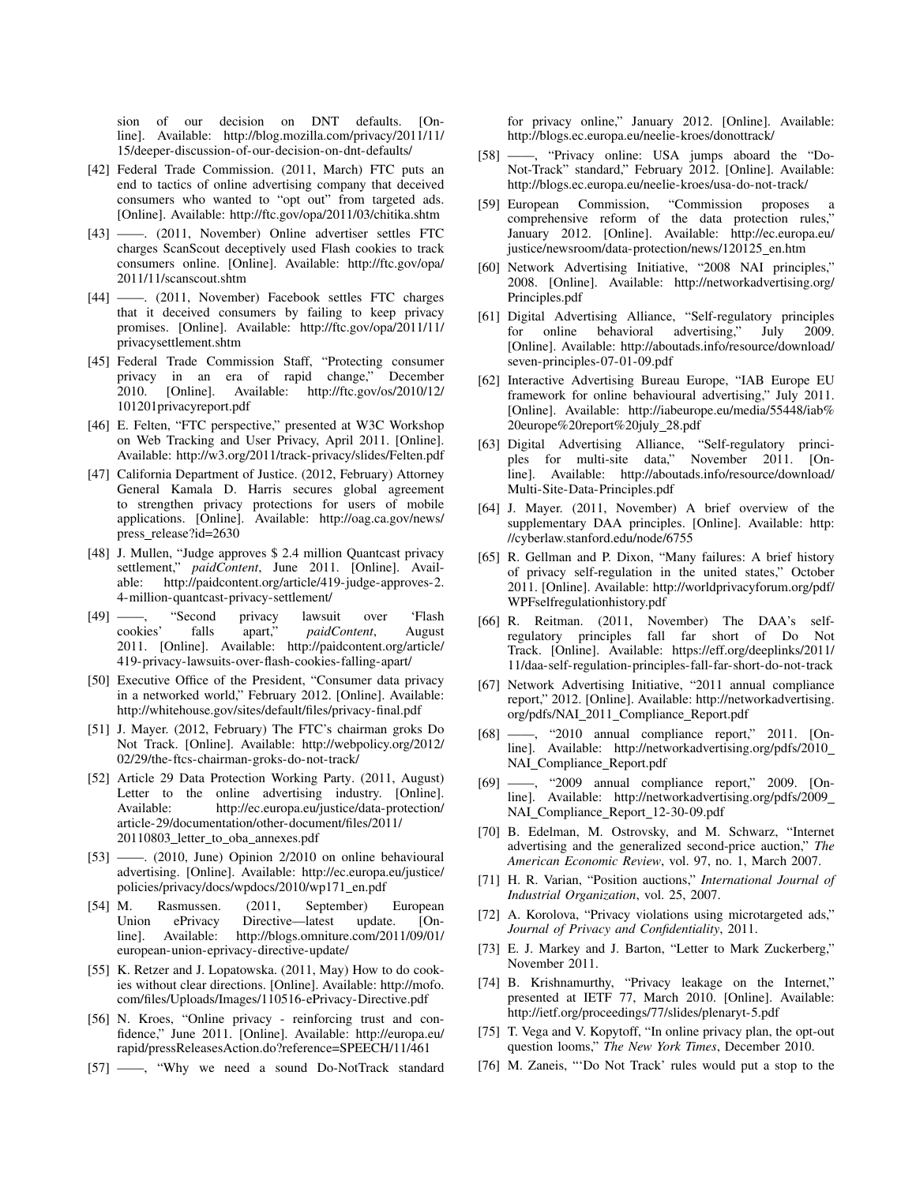sion of our decision on DNT defaults. [Online]. Available: http://blog.mozilla.com/privacy/2011/11/15/deeper-discussion-of-our-decision-on-dnt-defaults/

[42] Federal Trade Commission. (2011, March) FTC puts an end to tactics of online advertising company that deceived consumers who wanted to "opt out" from targeted ads. [Online]. Available: http://ftc.gov/opa/2011/03/chitika.shtm

[43] ——. (2011, November) Online advertiser settles FTC charges ScanScout deceptively used Flash cookies to track consumers online. [Online]. Available: http://ftc.gov/opa/2011/11/scanscout.shtm

[44] ——. (2011, November) Facebook settles FTC charges that it deceived consumers by failing to keep privacy promises. [Online]. Available: http://ftc.gov/opa/2011/11/privacysettlement.shtm

[45] Federal Trade Commission Staff, "Protecting consumer privacy in an era of rapid change," December 2010. [Online]. Available: http://ftc.gov/os/2010/12/101201privacyreport.pdf

[46] E. Felten, "FTC perspective," presented at W3C Workshop on Web Tracking and User Privacy, April 2011. [Online]. Available: http://w3.org/2011/track-privacy/slides/Felten.pdf

[47] California Department of Justice. (2012, February) Attorney General Kamala D. Harris secures global agreement to strengthen privacy protections for users of mobile applications. [Online]. Available: http://oag.ca.gov/news/press_release?id=2630

[48] J. Mullen, "Judge approves $ 2.4 million Quantcast privacy settlement," *paidContent*, June 2011. [Online]. Available: http://paidcontent.org/article/419-judge-approves-2.4-million-quantcast-privacy-settlement/

[49] ——, "Second privacy lawsuit over 'Flash cookies' falls apart," *paidContent*, August 2011. [Online]. Available: http://paidcontent.org/article/419-privacy-lawsuits-over-flash-cookies-falling-apart/

[50] Executive Office of the President, "Consumer data privacy in a networked world," February 2012. [Online]. Available: http://whitehouse.gov/sites/default/files/privacy-final.pdf

[51] J. Mayer. (2012, February) The FTC's chairman groks Do Not Track. [Online]. Available: http://webpolicy.org/2012/02/29/the-ftcs-chairman-groks-do-not-track/

[52] Article 29 Data Protection Working Party. (2011, August) Letter to the online advertising industry. [Online]. Available: http://ec.europa.eu/justice/data-protection/article-29/documentation/other-document/files/2011/20110803_letter_to_oba_annexes.pdf

[53] ——. (2010, June) Opinion 2/2010 on online behavioural advertising. [Online]. Available: http://ec.europa.eu/justice/policies/privacy/docs/wpdocs/2010/wp171_en.pdf

[54] M. Rasmussen. (2011, September) European Union ePrivacy Directive—latest update. [Online]. Available: http://blogs.omniture.com/2011/09/01/european-union-eprivacy-directive-update/

[55] K. Retzer and J. Lopatowska. (2011, May) How to do cookies without clear directions. [Online]. Available: http://mofo.com/files/Uploads/Images/110516-ePrivacy-Directive.pdf

[56] N. Kroes, "Online privacy - reinforcing trust and confidence," June 2011. [Online]. Available: http://europa.eu/rapid/pressReleasesAction.do?reference=SPEECH/11/461

[57] ——, "Why we need a sound Do-NotTrack standard for privacy online," January 2012. [Online]. Available: http://blogs.ec.europa.eu/neelie-kroes/donottrack/

[58] ——, "Privacy online: USA jumps aboard the "Do-Not-Track" standard," February 2012. [Online]. Available: http://blogs.ec.europa.eu/neelie-kroes/usa-do-not-track/

[59] European Commission, "Commission proposes a comprehensive reform of the data protection rules," January 2012. [Online]. Available: http://ec.europa.eu/justice/newsroom/data-protection/news/120125_en.htm

[60] Network Advertising Initiative, "2008 NAI principles," 2008. [Online]. Available: http://networkadvertising.org/Principles.pdf

[61] Digital Advertising Alliance, "Self-regulatory principles for online behavioral advertising," July 2009. [Online]. Available: http://aboutads.info/resource/download/seven-principles-07-01-09.pdf

[62] Interactive Advertising Bureau Europe, "IAB Europe EU framework for online behavioural advertising," July 2011. [Online]. Available: http://iabeurope.eu/media/55448/iab%20europe%20report%20july_28.pdf

[63] Digital Advertising Alliance, "Self-regulatory principles for multi-site data," November 2011. [Online]. Available: http://aboutads.info/resource/download/Multi-Site-Data-Principles.pdf

[64] J. Mayer. (2011, November) A brief overview of the supplementary DAA principles. [Online]. Available: http://cyberlaw.stanford.edu/node/6755

[65] R. Gellman and P. Dixon, "Many failures: A brief history of privacy self-regulation in the united states," October 2011. [Online]. Available: http://worldprivacyforum.org/pdf/WPFselfregulationhistory.pdf

[66] R. Reitman. (2011, November) The DAA's self-regulatory principles fall far short of Do Not Track. [Online]. Available: https://eff.org/deeplinks/2011/11/daa-self-regulation-principles-fall-far-short-do-not-track

[67] Network Advertising Initiative, "2011 annual compliance report," 2012. [Online]. Available: http://networkadvertising.org/pdfs/NAI_2011_Compliance_Report.pdf

[68] ——, "2010 annual compliance report," 2011. [Online]. Available: http://networkadvertising.org/pdfs/2010_NAI_Compliance_Report.pdf

[69] ——, "2009 annual compliance report," 2009. [Online]. Available: http://networkadvertising.org/pdfs/2009_NAI_Compliance_Report_12-30-09.pdf

[70] B. Edelman, M. Ostrovsky, and M. Schwarz, "Internet advertising and the generalized second-price auction," *The American Economic Review*, vol. 97, no. 1, March 2007.

[71] H. R. Varian, "Position auctions," *International Journal of Industrial Organization*, vol. 25, 2007.

[72] A. Korolova, "Privacy violations using microtargeted ads," *Journal of Privacy and Confidentiality*, 2011.

[73] E. J. Markey and J. Barton, "Letter to Mark Zuckerberg," November 2011.

[74] B. Krishnamurthy, "Privacy leakage on the Internet," presented at IETF 77, March 2010. [Online]. Available: http://ietf.org/proceedings/77/slides/plenaryt-5.pdf

[75] T. Vega and V. Kopytoff, "In online privacy plan, the opt-out question looms," *The New York Times*, December 2010.

[76] M. Zaneis, "'Do Not Track' rules would put a stop to the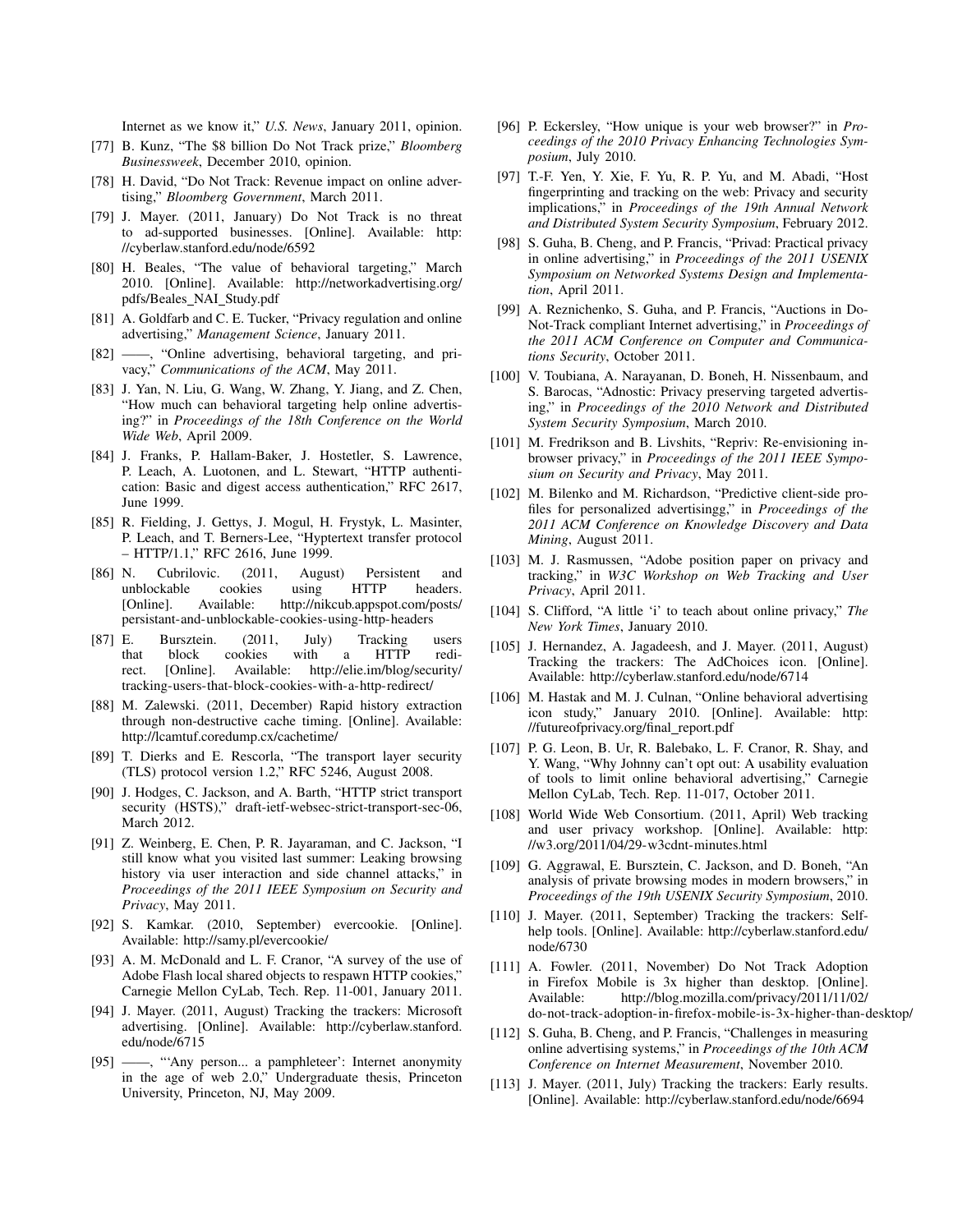Internet as we know it," *U.S. News*, January 2011, opinion.

[77] B. Kunz, "The $8 billion Do Not Track prize," *Bloomberg Businessweek*, December 2010, opinion.

[78] H. David, "Do Not Track: Revenue impact on online advertising," *Bloomberg Government*, March 2011.

[79] J. Mayer. (2011, January) Do Not Track is no threat to ad-supported businesses. [Online]. Available: http://cyberlaw.stanford.edu/node/6592

[80] H. Beales, "The value of behavioral targeting," March 2010. [Online]. Available: http://networkadvertising.org/pdfs/Beales_NAI_Study.pdf

[81] A. Goldfarb and C. E. Tucker, "Privacy regulation and online advertising," *Management Science*, January 2011.

[82] ——, "Online advertising, behavioral targeting, and privacy," *Communications of the ACM*, May 2011.

[83] J. Yan, N. Liu, G. Wang, W. Zhang, Y. Jiang, and Z. Chen, "How much can behavioral targeting help online advertising?" in *Proceedings of the 18th Conference on the World Wide Web*, April 2009.

[84] J. Franks, P. Hallam-Baker, J. Hostetler, S. Lawrence, P. Leach, A. Luotonen, and L. Stewart, "HTTP authentication: Basic and digest access authentication," RFC 2617, June 1999.

[85] R. Fielding, J. Gettys, J. Mogul, H. Frystyk, L. Masinter, P. Leach, and T. Berners-Lee, "Hyptertext transfer protocol – HTTP/1.1," RFC 2616, June 1999.

[86] N. Cubrilovic. (2011, August) Persistent and unblockable cookies using HTTP headers. [Online]. Available: http://nikcub.appspot.com/posts/persistant-and-unblockable-cookies-using-http-headers

[87] E. Bursztein. (2011, July) Tracking users that block cookies with a HTTP redirect. [Online]. Available: http://elie.im/blog/security/tracking-users-that-block-cookies-with-a-http-redirect/

[88] M. Zalewski. (2011, December) Rapid history extraction through non-destructive cache timing. [Online]. Available: http://lcamtuf.coredump.cx/cachetime/

[89] T. Dierks and E. Rescorla, "The transport layer security (TLS) protocol version 1.2," RFC 5246, August 2008.

[90] J. Hodges, C. Jackson, and A. Barth, "HTTP strict transport security (HSTS)," draft-ietf-websec-strict-transport-sec-06, March 2012.

[91] Z. Weinberg, E. Chen, P. R. Jayaraman, and C. Jackson, "I still know what you visited last summer: Leaking browsing history via user interaction and side channel attacks," in *Proceedings of the 2011 IEEE Symposium on Security and Privacy*, May 2011.

[92] S. Kamkar. (2010, September) evercookie. [Online]. Available: http://samy.pl/evercookie/

[93] A. M. McDonald and L. F. Cranor, "A survey of the use of Adobe Flash local shared objects to respawn HTTP cookies," Carnegie Mellon CyLab, Tech. Rep. 11-001, January 2011.

[94] J. Mayer. (2011, August) Tracking the trackers: Microsoft advertising. [Online]. Available: http://cyberlaw.stanford.edu/node/6715

[95] ——, "'Any person... a pamphleteer': Internet anonymity in the age of web 2.0," Undergraduate thesis, Princeton University, Princeton, NJ, May 2009.

[96] P. Eckersley, "How unique is your web browser?" in *Proceedings of the 2010 Privacy Enhancing Technologies Symposium*, July 2010.

[97] T.-F. Yen, Y. Xie, F. Yu, R. P. Yu, and M. Abadi, "Host fingerprinting and tracking on the web: Privacy and security implications," in *Proceedings of the 19th Annual Network and Distributed System Security Symposium*, February 2012.

[98] S. Guha, B. Cheng, and P. Francis, "Privad: Practical privacy in online advertising," in *Proceedings of the 2011 USENIX Symposium on Networked Systems Design and Implementation*, April 2011.

[99] A. Reznichenko, S. Guha, and P. Francis, "Auctions in Do-Not-Track compliant Internet advertising," in *Proceedings of the 2011 ACM Conference on Computer and Communications Security*, October 2011.

[100] V. Toubiana, A. Narayanan, D. Boneh, H. Nissenbaum, and S. Barocas, "Adnostic: Privacy preserving targeted advertising," in *Proceedings of the 2010 Network and Distributed System Security Symposium*, March 2010.

[101] M. Fredrikson and B. Livshits, "Repriv: Re-envisioning in-browser privacy," in *Proceedings of the 2011 IEEE Symposium on Security and Privacy*, May 2011.

[102] M. Bilenko and M. Richardson, "Predictive client-side profiles for personalized advertisingg," in *Proceedings of the 2011 ACM Conference on Knowledge Discovery and Data Mining*, August 2011.

[103] M. J. Rasmussen, "Adobe position paper on privacy and tracking," in *W3C Workshop on Web Tracking and User Privacy*, April 2011.

[104] S. Clifford, "A little 'i' to teach about online privacy," *The New York Times*, January 2010.

[105] J. Hernandez, A. Jagadeesh, and J. Mayer. (2011, August) Tracking the trackers: The AdChoices icon. [Online]. Available: http://cyberlaw.stanford.edu/node/6714

[106] M. Hastak and M. J. Culnan, "Online behavioral advertising icon study," January 2010. [Online]. Available: http://futureofprivacy.org/final_report.pdf

[107] P. G. Leon, B. Ur, R. Balebako, L. F. Cranor, R. Shay, and Y. Wang, "Why Johnny can't opt out: A usability evaluation of tools to limit online behavioral advertising," Carnegie Mellon CyLab, Tech. Rep. 11-017, October 2011.

[108] World Wide Web Consortium. (2011, April) Web tracking and user privacy workshop. [Online]. Available: http://w3.org/2011/04/29-w3cdnt-minutes.html

[109] G. Aggrawal, E. Bursztein, C. Jackson, and D. Boneh, "An analysis of private browsing modes in modern browsers," in *Proceedings of the 19th USENIX Security Symposium*, 2010.

[110] J. Mayer. (2011, September) Tracking the trackers: Self-help tools. [Online]. Available: http://cyberlaw.stanford.edu/node/6730

[111] A. Fowler. (2011, November) Do Not Track Adoption in Firefox Mobile is 3x higher than desktop. [Online]. Available: http://blog.mozilla.com/privacy/2011/11/02/do-not-track-adoption-in-firefox-mobile-is-3x-higher-than-desktop/

[112] S. Guha, B. Cheng, and P. Francis, "Challenges in measuring online advertising systems," in *Proceedings of the 10th ACM Conference on Internet Measurement*, November 2010.

[113] J. Mayer. (2011, July) Tracking the trackers: Early results. [Online]. Available: http://cyberlaw.stanford.edu/node/6694